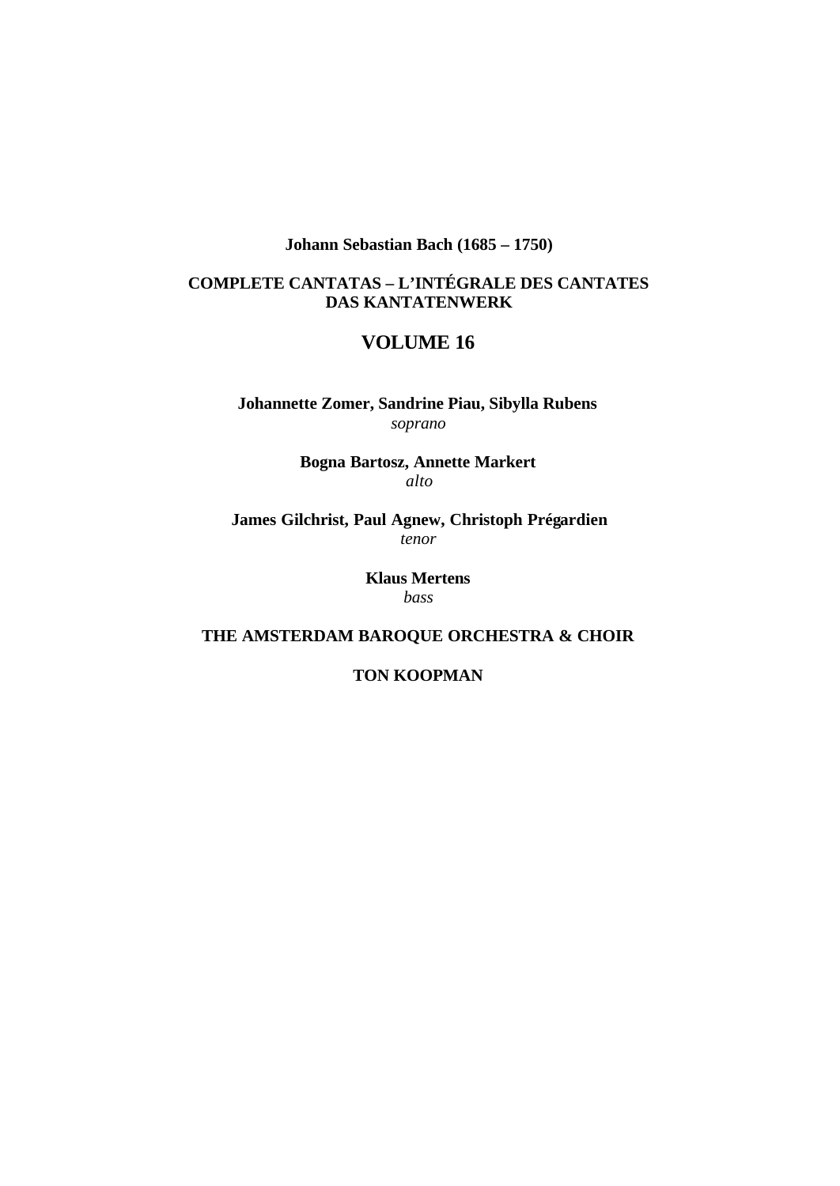**Johann Sebastian Bach (1685 – 1750)**

**COMPLETE CANTATAS – L'INTÉGRALE DES CANTATES**
**DAS KANTATENWERK**

# VOLUME 16

**Johannette Zomer, Sandrine Piau, Sibylla Rubens**
*soprano*

**Bogna Bartosz, Annette Markert**
*alto*

**James Gilchrist, Paul Agnew, Christoph Prégardien**
*tenor*

**Klaus Mertens**
*bass*

**THE AMSTERDAM BAROQUE ORCHESTRA & CHOIR**

**TON KOOPMAN**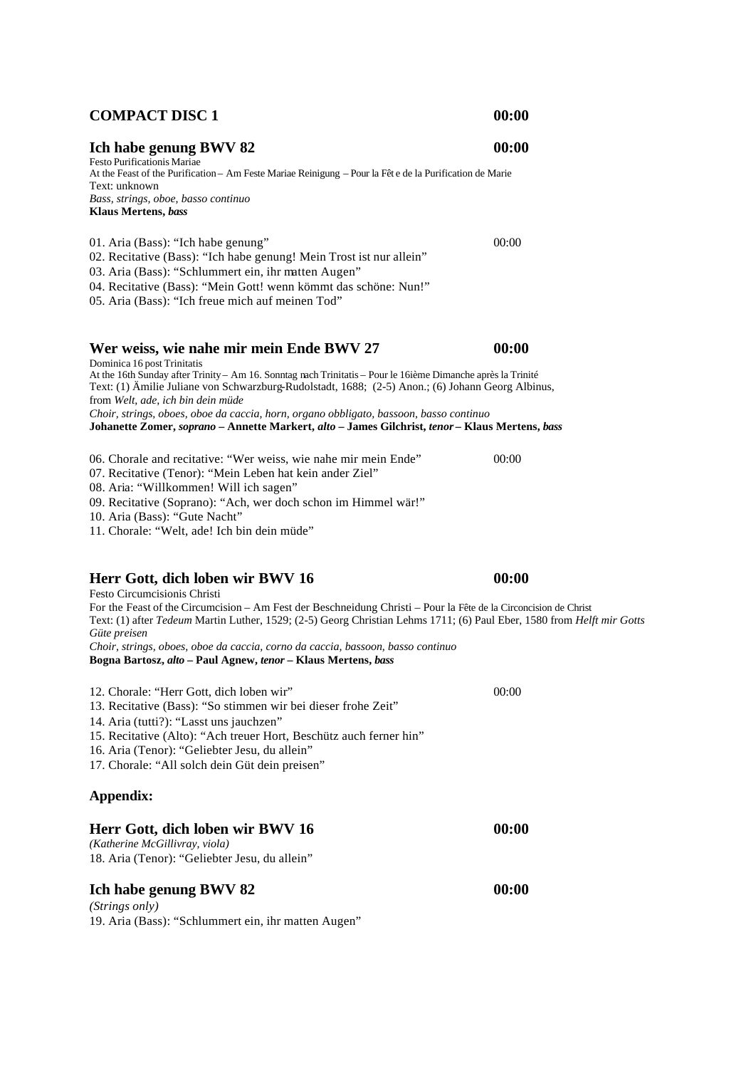## COMPACT DISC 1 00:00

### Ich habe genung BWV 82 00:00

Festo Purificationis Mariae
At the Feast of the Purification – Am Feste Mariae Reinigung – Pour la Fêt e de la Purification de Marie
Text: unknown
*Bass, strings, oboe, basso continuo*
**Klaus Mertens, *bass***

01. Aria (Bass): "Ich habe genung" 00:00
02. Recitative (Bass): "Ich habe genung! Mein Trost ist nur allein"
03. Aria (Bass): "Schlummert ein, ihr matten Augen"
04. Recitative (Bass): "Mein Gott! wenn kömmt das schöne: Nun!"
05. Aria (Bass): "Ich freue mich auf meinen Tod"

### Wer weiss, wie nahe mir mein Ende BWV 27 00:00

Dominica 16 post Trinitatis
At the 16th Sunday after Trinity – Am 16. Sonntag nach Trinitatis – Pour le 16ième Dimanche après la Trinité
Text: (1) Ämilie Juliane von Schwarzburg-Rudolstadt, 1688; (2-5) Anon.; (6) Johann Georg Albinus, from *Welt, ade, ich bin dein müde*
*Choir, strings, oboes, oboe da caccia, horn, organo obbligato, bassoon, basso continuo*
**Johanette Zomer, *soprano* – Annette Markert, *alto* – James Gilchrist, *tenor* – Klaus Mertens, *bass***

06. Chorale and recitative: "Wer weiss, wie nahe mir mein Ende" 00:00
07. Recitative (Tenor): "Mein Leben hat kein ander Ziel"
08. Aria: "Willkommen! Will ich sagen"
09. Recitative (Soprano): "Ach, wer doch schon im Himmel wär!"
10. Aria (Bass): "Gute Nacht"
11. Chorale: "Welt, ade! Ich bin dein müde"

### Herr Gott, dich loben wir BWV 16 00:00

Festo Circumcisionis Christi
For the Feast of the Circumcision – Am Fest der Beschneidung Christi – Pour la Fête de la Circoncision de Christ
Text: (1) after *Tedeum* Martin Luther, 1529; (2-5) Georg Christian Lehms 1711; (6) Paul Eber, 1580 from *Helft mir Gotts Güte preisen*
*Choir, strings, oboes, oboe da caccia, corno da caccia, bassoon, basso continuo*
**Bogna Bartosz, *alto* – Paul Agnew, *tenor* – Klaus Mertens, *bass***

12. Chorale: "Herr Gott, dich loben wir" 00:00
13. Recitative (Bass): "So stimmen wir bei dieser frohe Zeit"
14. Aria (tutti?): "Lasst uns jauchzen"
15. Recitative (Alto): "Ach treuer Hort, Beschütz auch ferner hin"
16. Aria (Tenor): "Geliebter Jesu, du allein"
17. Chorale: "All solch dein Güt dein preisen"

### Appendix:

### Herr Gott, dich loben wir BWV 16 00:00

*(Katherine McGillivray, viola)*
18. Aria (Tenor): "Geliebter Jesu, du allein"

### Ich habe genung BWV 82 00:00

*(Strings only)*
19. Aria (Bass): "Schlummert ein, ihr matten Augen"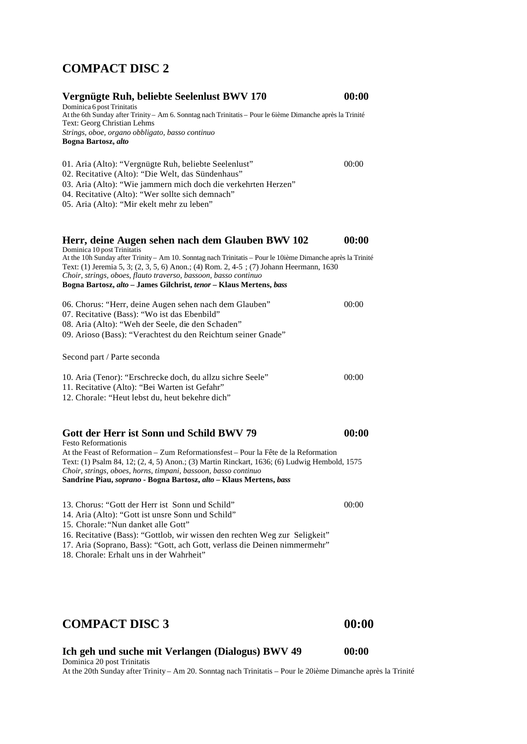# COMPACT DISC 2

## Vergnügte Ruh, beliebte Seelenlust BWV 170 00:00

Dominica 6 post Trinitatis
At the 6th Sunday after Trinity – Am 6. Sonntag nach Trinitatis – Pour le 6ième Dimanche après la Trinité
Text: Georg Christian Lehms
*Strings, oboe, organo obbligato, basso continuo*
**Bogna Bartosz, *alto***

01. Aria (Alto): "Vergnügte Ruh, beliebte Seelenlust" 00:00
02. Recitative (Alto): "Die Welt, das Sündenhaus"
03. Aria (Alto): "Wie jammern mich doch die verkehrten Herzen"
04. Recitative (Alto): "Wer sollte sich demnach"
05. Aria (Alto): "Mir ekelt mehr zu leben"

## Herr, deine Augen sehen nach dem Glauben BWV 102 00:00

Dominica 10 post Trinitatis
At the 10h Sunday after Trinity – Am 10. Sonntag nach Trinitatis – Pour le 10ième Dimanche après la Trinité
Text: (1) Jeremia 5, 3; (2, 3, 5, 6) Anon.; (4) Rom. 2, 4-5 ; (7) Johann Heermann, 1630
*Choir, strings, oboes, flauto traverso, bassoon, basso continuo*
**Bogna Bartosz, *alto* – James Gilchrist, *tenor* – Klaus Mertens, *bass***

06. Chorus: "Herr, deine Augen sehen nach dem Glauben" 00:00
07. Recitative (Bass): "Wo ist das Ebenbild"
08. Aria (Alto): "Weh der Seele, die den Schaden"
09. Arioso (Bass): "Verachtest du den Reichtum seiner Gnade"

Second part / Parte seconda

10. Aria (Tenor): "Erschrecke doch, du allzu sichre Seele" 00:00
11. Recitative (Alto): "Bei Warten ist Gefahr"
12. Chorale: "Heut lebst du, heut bekehre dich"

## Gott der Herr ist Sonn und Schild BWV 79 00:00

Festo Reformationis
At the Feast of Reformation – Zum Reformationsfest – Pour la Fête de la Reformation
Text: (1) Psalm 84, 12; (2, 4, 5) Anon.; (3) Martin Rinckart, 1636; (6) Ludwig Hembold, 1575
*Choir, strings, oboes, horns, timpani, bassoon, basso continuo*
**Sandrine Piau, *soprano* - Bogna Bartosz, *alto* – Klaus Mertens, *bass***

13. Chorus: "Gott der Herr ist Sonn und Schild" 00:00
14. Aria (Alto): "Gott ist unsre Sonn und Schild"
15. Chorale: "Nun danket alle Gott"
16. Recitative (Bass): "Gottlob, wir wissen den rechten Weg zur Seligkeit"
17. Aria (Soprano, Bass): "Gott, ach Gott, verlass die Deinen nimmermehr"
18. Chorale: Erhalt uns in der Wahrheit"

# COMPACT DISC 3 00:00

## Ich geh und suche mit Verlangen (Dialogus) BWV 49 00:00

Dominica 20 post Trinitatis
At the 20th Sunday after Trinity – Am 20. Sonntag nach Trinitatis – Pour le 20ième Dimanche après la Trinité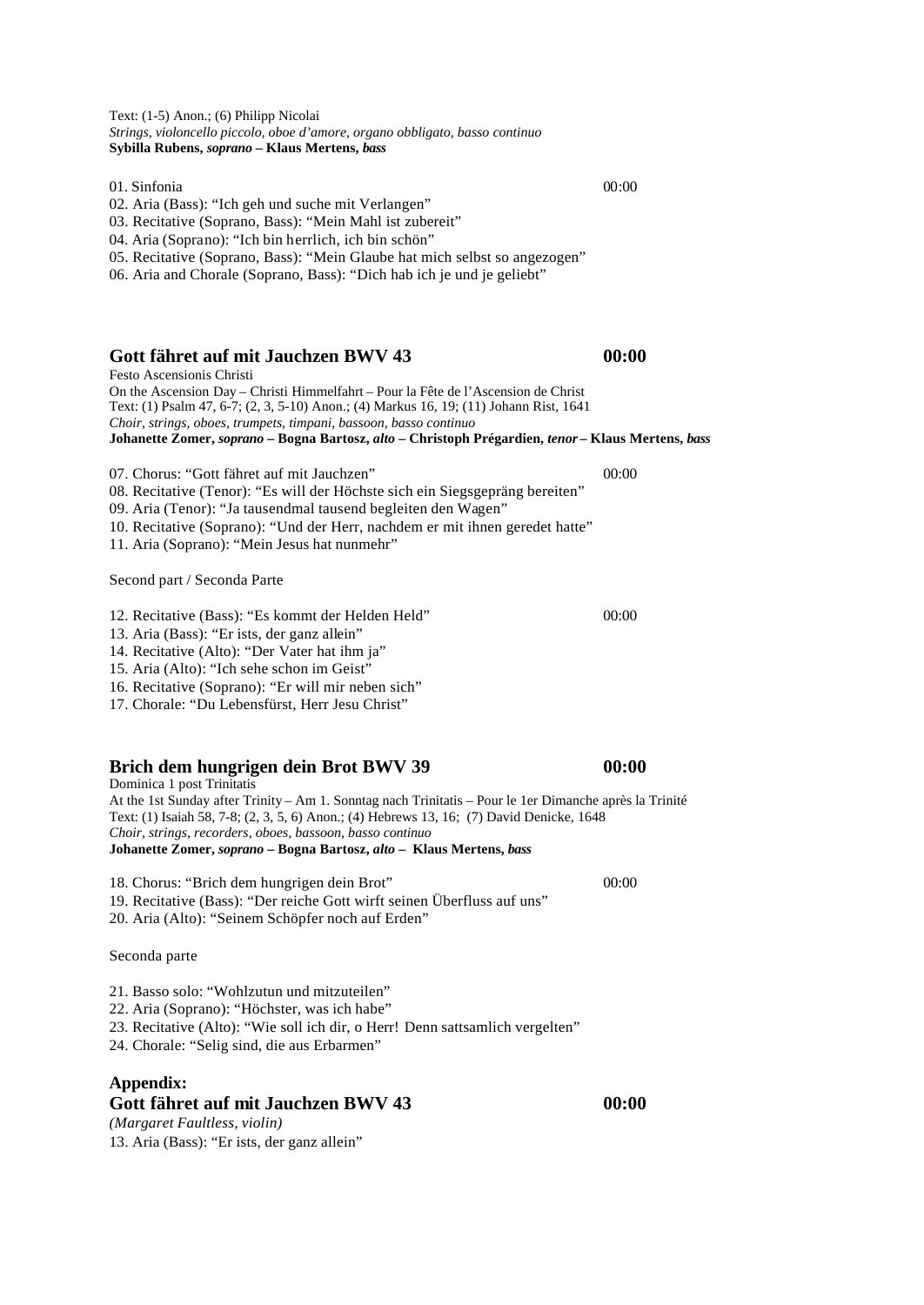Text: (1-5) Anon.; (6) Philipp Nicolai
*Strings, violoncello piccolo, oboe d'amore, organo obbligato, basso continuo*
**Sybilla Rubens, *soprano* – Klaus Mertens, *bass***

01. Sinfonia 00:00
02. Aria (Bass): "Ich geh und suche mit Verlangen"
03. Recitative (Soprano, Bass): "Mein Mahl ist zubereit"
04. Aria (Soprano): "Ich bin herrlich, ich bin schön"
05. Recitative (Soprano, Bass): "Mein Glaube hat mich selbst so angezogen"
06. Aria and Chorale (Soprano, Bass): "Dich hab ich je und je geliebt"

## Gott fähret auf mit Jauchzen BWV 43 00:00

Festo Ascensionis Christi
On the Ascension Day – Christi Himmelfahrt – Pour la Fête de l'Ascension de Christ
Text: (1) Psalm 47, 6-7; (2, 3, 5-10) Anon.; (4) Markus 16, 19; (11) Johann Rist, 1641
*Choir, strings, oboes, trumpets, timpani, bassoon, basso continuo*
**Johanette Zomer, *soprano* – Bogna Bartosz, *alto* – Christoph Prégardien, *tenor* – Klaus Mertens, *bass***

07. Chorus: "Gott fähret auf mit Jauchzen" 00:00
08. Recitative (Tenor): "Es will der Höchste sich ein Siegsgepräng bereiten"
09. Aria (Tenor): "Ja tausendmal tausend begleiten den Wagen"
10. Recitative (Soprano): "Und der Herr, nachdem er mit ihnen geredet hatte"
11. Aria (Soprano): "Mein Jesus hat nunmehr"

Second part / Seconda Parte

12. Recitative (Bass): "Es kommt der Helden Held" 00:00
13. Aria (Bass): "Er ists, der ganz allein"
14. Recitative (Alto): "Der Vater hat ihm ja"
15. Aria (Alto): "Ich sehe schon im Geist"
16. Recitative (Soprano): "Er will mir neben sich"
17. Chorale: "Du Lebensfürst, Herr Jesu Christ"

## Brich dem hungrigen dein Brot BWV 39 00:00

Dominica 1 post Trinitatis
At the 1st Sunday after Trinity – Am 1. Sonntag nach Trinitatis – Pour le 1er Dimanche après la Trinité
Text: (1) Isaiah 58, 7-8; (2, 3, 5, 6) Anon.; (4) Hebrews 13, 16; (7) David Denicke, 1648
*Choir, strings, recorders, oboes, bassoon, basso continuo*
**Johanette Zomer, *soprano* – Bogna Bartosz, *alto* – Klaus Mertens, *bass***

18. Chorus: "Brich dem hungrigen dein Brot" 00:00
19. Recitative (Bass): "Der reiche Gott wirft seinen Überfluss auf uns"
20. Aria (Alto): "Seinem Schöpfer noch auf Erden"

Seconda parte

21. Basso solo: "Wohlzutun und mitzuteilen"
22. Aria (Soprano): "Höchster, was ich habe"
23. Recitative (Alto): "Wie soll ich dir, o Herr! Denn sattsamlich vergelten"
24. Chorale: "Selig sind, die aus Erbarmen"

## Appendix:
## Gott fähret auf mit Jauchzen BWV 43 00:00

*(Margaret Faultless, violin)*
13. Aria (Bass): "Er ists, der ganz allein"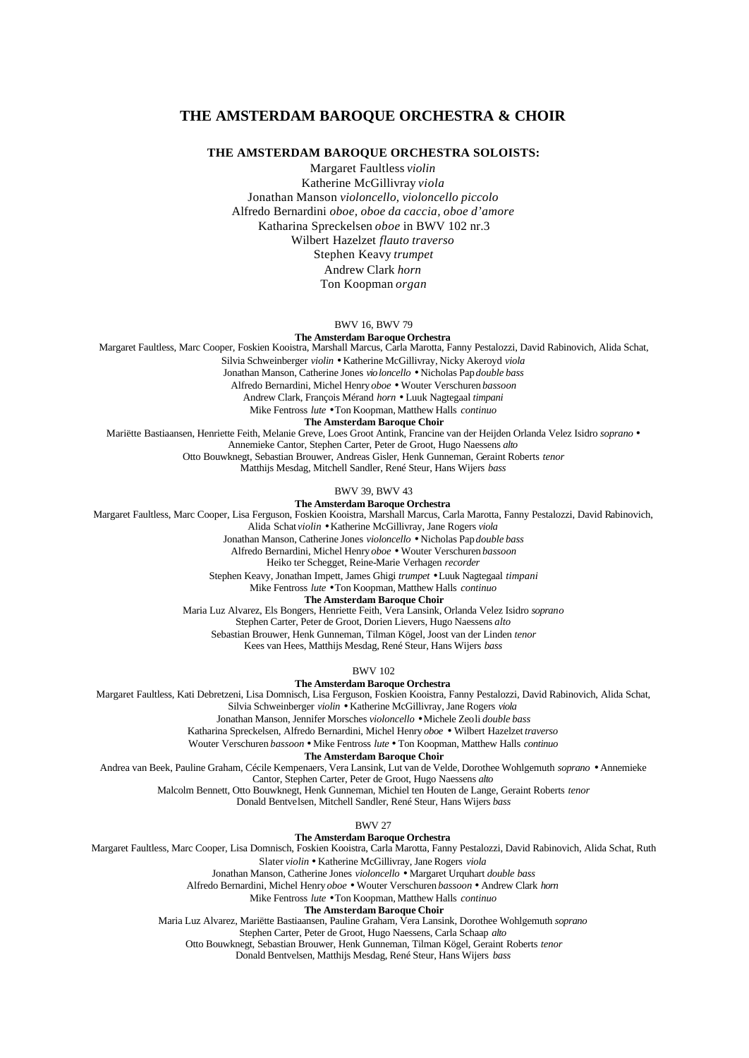# THE AMSTERDAM BAROQUE ORCHESTRA & CHOIR

**THE AMSTERDAM BAROQUE ORCHESTRA SOLOISTS:**

Margaret Faultless *violin*
Katherine McGillivray *viola*
Jonathan Manson *violoncello, violoncello piccolo*
Alfredo Bernardini *oboe, oboe da caccia, oboe d'amore*
Katharina Spreckelsen *oboe* in BWV 102 nr.3
Wilbert Hazelzet *flauto traverso*
Stephen Keavy *trumpet*
Andrew Clark *horn*
Ton Koopman *organ*

BWV 16, BWV 79

**The Amsterdam Baroque Orchestra**

Margaret Faultless, Marc Cooper, Foskien Kooistra, Marshall Marcus, Carla Marotta, Fanny Pestalozzi, David Rabinovich, Alida Schat, Silvia Schweinberger *violin* • Katherine McGillivray, Nicky Akeroyd *viola*
Jonathan Manson, Catherine Jones *violoncello* • Nicholas Pap *double bass*
Alfredo Bernardini, Michel Henry *oboe* • Wouter Verschuren *bassoon*
Andrew Clark, François Mérand *horn* • Luuk Nagtegaal *timpani*
Mike Fentross *lute* • Ton Koopman, Matthew Halls *continuo*

**The Amsterdam Baroque Choir**

Mariëtte Bastiaansen, Henriette Feith, Melanie Greve, Loes Groot Antink, Francine van der Heijden Orlanda Velez Isidro *soprano* •
Annemieke Cantor, Stephen Carter, Peter de Groot, Hugo Naessens *alto*
Otto Bouwknegt, Sebastian Brouwer, Andreas Gisler, Henk Gunneman, Geraint Roberts *tenor*
Matthijs Mesdag, Mitchell Sandler, René Steur, Hans Wijers *bass*

BWV 39, BWV 43

**The Amsterdam Baroque Orchestra**

Margaret Faultless, Marc Cooper, Lisa Ferguson, Foskien Kooistra, Marshall Marcus, Carla Marotta, Fanny Pestalozzi, David Rabinovich, Alida Schat *violin* • Katherine McGillivray, Jane Rogers *viola*
Jonathan Manson, Catherine Jones *violoncello* • Nicholas Pap *double bass*
Alfredo Bernardini, Michel Henry *oboe* • Wouter Verschuren *bassoon*
Heiko ter Schegget, Reine-Marie Verhagen *recorder*
Stephen Keavy, Jonathan Impett, James Ghigi *trumpet* • Luuk Nagtegaal *timpani*
Mike Fentross *lute* • Ton Koopman, Matthew Halls *continuo*

**The Amsterdam Baroque Choir**

Maria Luz Alvarez, Els Bongers, Henriette Feith, Vera Lansink, Orlanda Velez Isidro *soprano*
Stephen Carter, Peter de Groot, Dorien Lievers, Hugo Naessens *alto*
Sebastian Brouwer, Henk Gunneman, Tilman Kögel, Joost van der Linden *tenor*
Kees van Hees, Matthijs Mesdag, René Steur, Hans Wijers *bass*

BWV 102

**The Amsterdam Baroque Orchestra**

Margaret Faultless, Kati Debretzeni, Lisa Domnisch, Lisa Ferguson, Foskien Kooistra, Fanny Pestalozzi, David Rabinovich, Alida Schat, Silvia Schweinberger *violin* • Katherine McGillivray, Jane Rogers *viola*
Jonathan Manson, Jennifer Morsches *violoncello* • Michele Zeoli *double bass*
Katharina Spreckelsen, Alfredo Bernardini, Michel Henry *oboe* • Wilbert Hazelzet *traverso*
Wouter Verschuren *bassoon* • Mike Fentross *lute* • Ton Koopman, Matthew Halls *continuo*

**The Amsterdam Baroque Choir**

Andrea van Beek, Pauline Graham, Cécile Kempenaers, Vera Lansink, Lut van de Velde, Dorothee Wohlgemuth *soprano* • Annemieke Cantor, Stephen Carter, Peter de Groot, Hugo Naessens *alto*
Malcolm Bennett, Otto Bouwknegt, Henk Gunneman, Michiel ten Houten de Lange, Geraint Roberts *tenor*
Donald Bentvelsen, Mitchell Sandler, René Steur, Hans Wijers *bass*

BWV 27

**The Amsterdam Baroque Orchestra**

Margaret Faultless, Marc Cooper, Lisa Domnisch, Foskien Kooistra, Carla Marotta, Fanny Pestalozzi, David Rabinovich, Alida Schat, Ruth Slater *violin* • Katherine McGillivray, Jane Rogers *viola*
Jonathan Manson, Catherine Jones *violoncello* • Margaret Urquhart *double bass*
Alfredo Bernardini, Michel Henry *oboe* • Wouter Verschuren *bassoon* • Andrew Clark *horn*
Mike Fentross *lute* • Ton Koopman, Matthew Halls *continuo*

**The Amsterdam Baroque Choir**

Maria Luz Alvarez, Mariëtte Bastiaansen, Pauline Graham, Vera Lansink, Dorothee Wohlgemuth *soprano*
Stephen Carter, Peter de Groot, Hugo Naessens, Carla Schaap *alto*
Otto Bouwknegt, Sebastian Brouwer, Henk Gunneman, Tilman Kögel, Geraint Roberts *tenor*
Donald Bentvelsen, Matthijs Mesdag, René Steur, Hans Wijers *bass*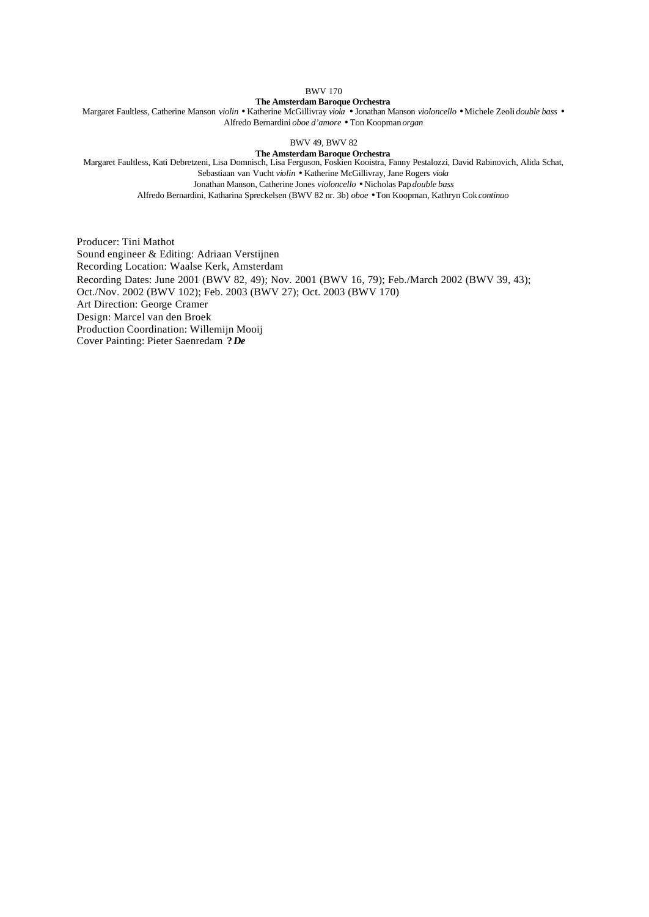BWV 170

**The Amsterdam Baroque Orchestra**

Margaret Faultless, Catherine Manson *violin* • Katherine McGillivray *viola* • Jonathan Manson *violoncello* • Michele Zeoli *double bass* • Alfredo Bernardini *oboe d'amore* • Ton Koopman *organ*

BWV 49, BWV 82

**The Amsterdam Baroque Orchestra**

Margaret Faultless, Kati Debretzeni, Lisa Domnisch, Lisa Ferguson, Foskien Kooistra, Fanny Pestalozzi, David Rabinovich, Alida Schat, Sebastiaan van Vucht *violin* • Katherine McGillivray, Jane Rogers *viola*
Jonathan Manson, Catherine Jones *violoncello* • Nicholas Pap *double bass*
Alfredo Bernardini, Katharina Spreckelsen (BWV 82 nr. 3b) *oboe* • Ton Koopman, Kathryn Cok *continuo*

Producer: Tini Mathot
Sound engineer & Editing: Adriaan Verstijnen
Recording Location: Waalse Kerk, Amsterdam
Recording Dates: June 2001 (BWV 82, 49); Nov. 2001 (BWV 16, 79); Feb./March 2002 (BWV 39, 43); Oct./Nov. 2002 (BWV 102); Feb. 2003 (BWV 27); Oct. 2003 (BWV 170)
Art Direction: George Cramer
Design: Marcel van den Broek
Production Coordination: Willemijn Mooij
Cover Painting: Pieter Saenredam **?** ***De***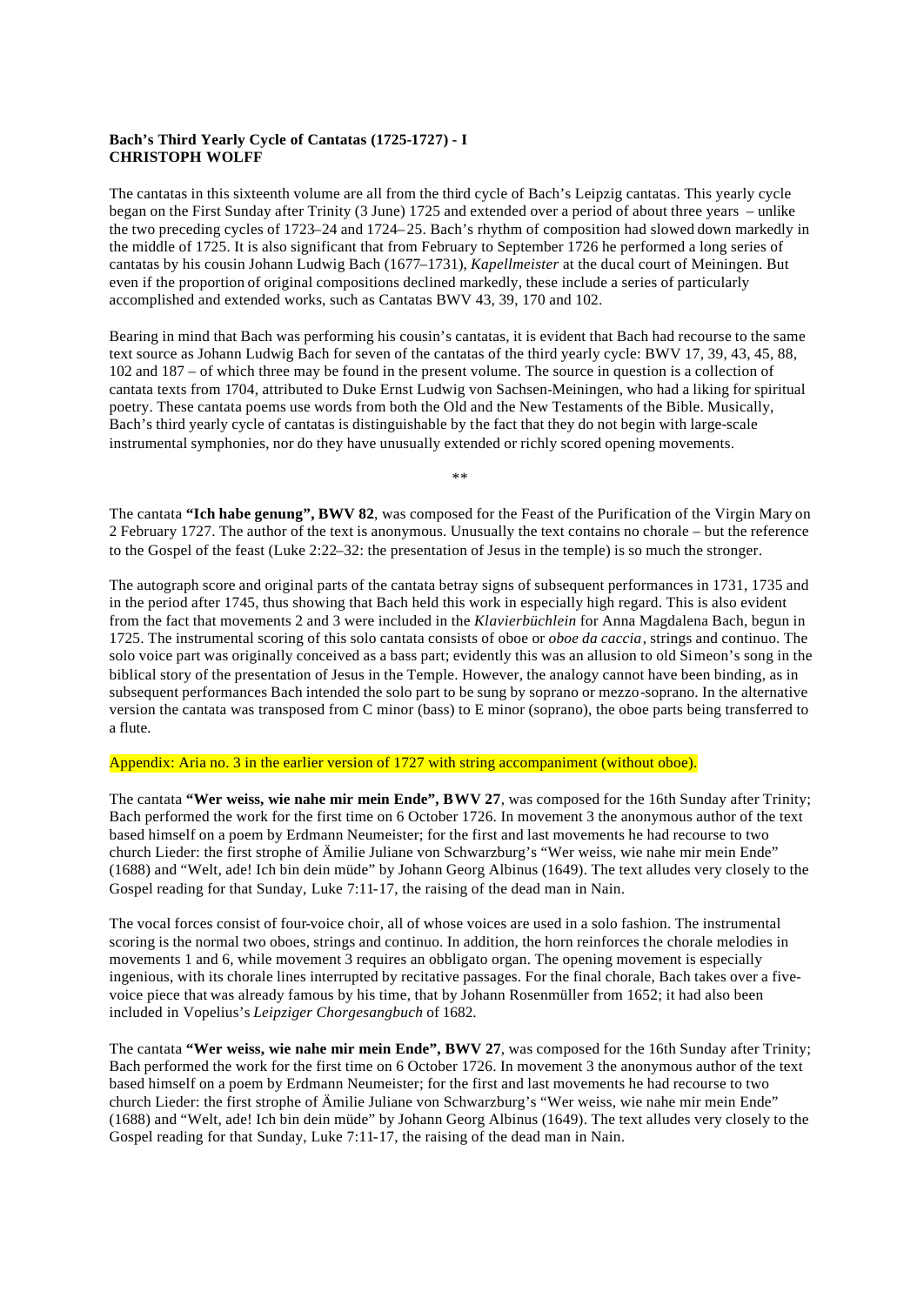**Bach's Third Yearly Cycle of Cantatas (1725-1727) - I**
**CHRISTOPH WOLFF**

The cantatas in this sixteenth volume are all from the third cycle of Bach's Leipzig cantatas. This yearly cycle began on the First Sunday after Trinity (3 June) 1725 and extended over a period of about three years – unlike the two preceding cycles of 1723–24 and 1724–25. Bach's rhythm of composition had slowed down markedly in the middle of 1725. It is also significant that from February to September 1726 he performed a long series of cantatas by his cousin Johann Ludwig Bach (1677–1731), *Kapellmeister* at the ducal court of Meiningen. But even if the proportion of original compositions declined markedly, these include a series of particularly accomplished and extended works, such as Cantatas BWV 43, 39, 170 and 102.

Bearing in mind that Bach was performing his cousin's cantatas, it is evident that Bach had recourse to the same text source as Johann Ludwig Bach for seven of the cantatas of the third yearly cycle: BWV 17, 39, 43, 45, 88, 102 and 187 – of which three may be found in the present volume. The source in question is a collection of cantata texts from 1704, attributed to Duke Ernst Ludwig von Sachsen-Meiningen, who had a liking for spiritual poetry. These cantata poems use words from both the Old and the New Testaments of the Bible. Musically, Bach's third yearly cycle of cantatas is distinguishable by the fact that they do not begin with large-scale instrumental symphonies, nor do they have unusually extended or richly scored opening movements.

\*\*

The cantata **"Ich habe genung", BWV 82**, was composed for the Feast of the Purification of the Virgin Mary on 2 February 1727. The author of the text is anonymous. Unusually the text contains no chorale – but the reference to the Gospel of the feast (Luke 2:22–32: the presentation of Jesus in the temple) is so much the stronger.

The autograph score and original parts of the cantata betray signs of subsequent performances in 1731, 1735 and in the period after 1745, thus showing that Bach held this work in especially high regard. This is also evident from the fact that movements 2 and 3 were included in the *Klavierbüchlein* for Anna Magdalena Bach, begun in 1725. The instrumental scoring of this solo cantata consists of oboe or *oboe da caccia*, strings and continuo. The solo voice part was originally conceived as a bass part; evidently this was an allusion to old Simeon's song in the biblical story of the presentation of Jesus in the Temple. However, the analogy cannot have been binding, as in subsequent performances Bach intended the solo part to be sung by soprano or mezzo-soprano. In the alternative version the cantata was transposed from C minor (bass) to E minor (soprano), the oboe parts being transferred to a flute.

Appendix: Aria no. 3 in the earlier version of 1727 with string accompaniment (without oboe).

The cantata **"Wer weiss, wie nahe mir mein Ende", BWV 27**, was composed for the 16th Sunday after Trinity; Bach performed the work for the first time on 6 October 1726. In movement 3 the anonymous author of the text based himself on a poem by Erdmann Neumeister; for the first and last movements he had recourse to two church Lieder: the first strophe of Ämilie Juliane von Schwarzburg's "Wer weiss, wie nahe mir mein Ende" (1688) and "Welt, ade! Ich bin dein müde" by Johann Georg Albinus (1649). The text alludes very closely to the Gospel reading for that Sunday, Luke 7:11-17, the raising of the dead man in Nain.

The vocal forces consist of four-voice choir, all of whose voices are used in a solo fashion. The instrumental scoring is the normal two oboes, strings and continuo. In addition, the horn reinforces the chorale melodies in movements 1 and 6, while movement 3 requires an obbligato organ. The opening movement is especially ingenious, with its chorale lines interrupted by recitative passages. For the final chorale, Bach takes over a five-voice piece that was already famous by his time, that by Johann Rosenmüller from 1652; it had also been included in Vopelius's *Leipziger Chorgesangbuch* of 1682.

The cantata **"Wer weiss, wie nahe mir mein Ende", BWV 27**, was composed for the 16th Sunday after Trinity; Bach performed the work for the first time on 6 October 1726. In movement 3 the anonymous author of the text based himself on a poem by Erdmann Neumeister; for the first and last movements he had recourse to two church Lieder: the first strophe of Ämilie Juliane von Schwarzburg's "Wer weiss, wie nahe mir mein Ende" (1688) and "Welt, ade! Ich bin dein müde" by Johann Georg Albinus (1649). The text alludes very closely to the Gospel reading for that Sunday, Luke 7:11-17, the raising of the dead man in Nain.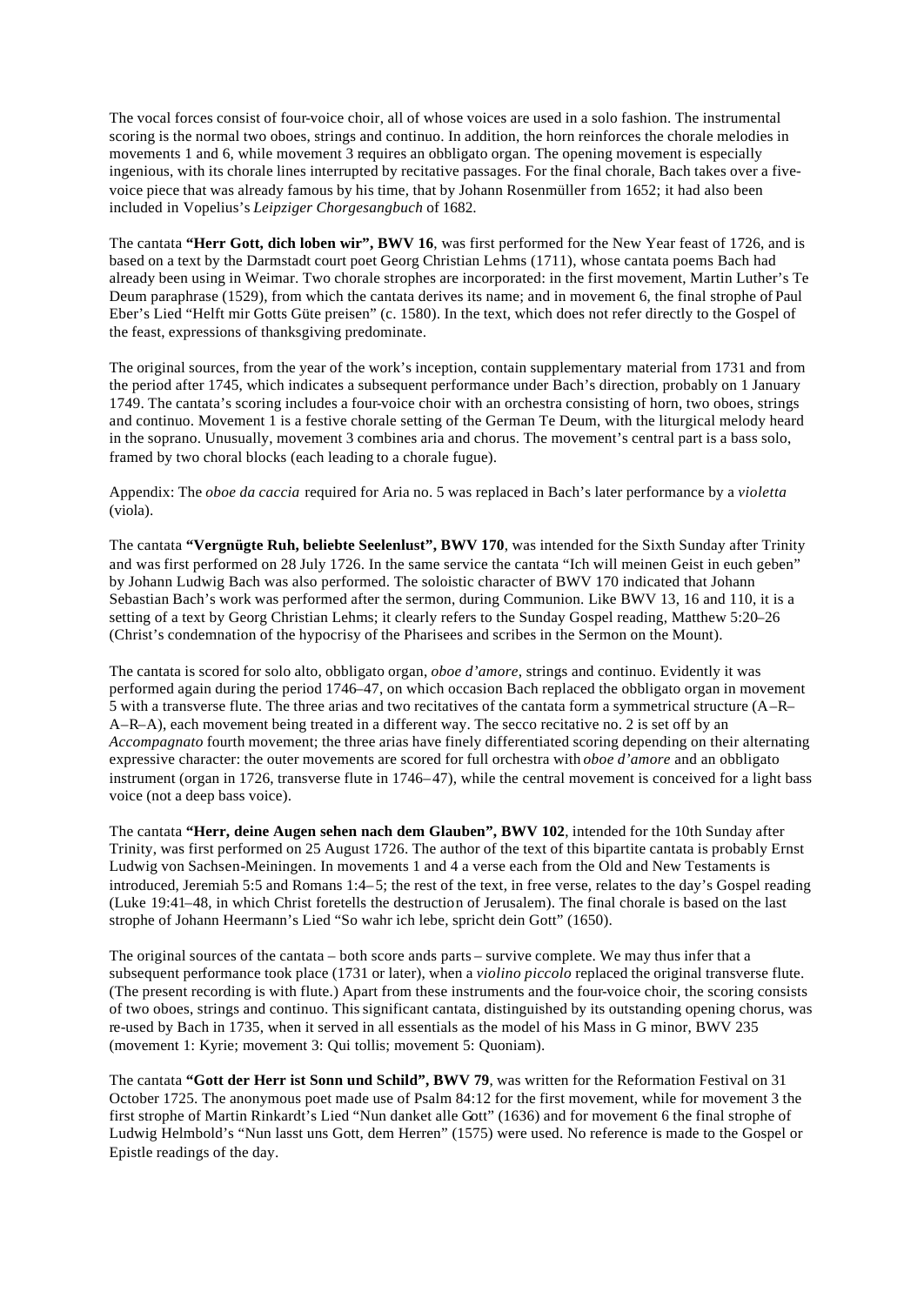The vocal forces consist of four-voice choir, all of whose voices are used in a solo fashion. The instrumental scoring is the normal two oboes, strings and continuo. In addition, the horn reinforces the chorale melodies in movements 1 and 6, while movement 3 requires an obbligato organ. The opening movement is especially ingenious, with its chorale lines interrupted by recitative passages. For the final chorale, Bach takes over a five-voice piece that was already famous by his time, that by Johann Rosenmüller from 1652; it had also been included in Vopelius's *Leipziger Chorgesangbuch* of 1682.

The cantata **"Herr Gott, dich loben wir", BWV 16**, was first performed for the New Year feast of 1726, and is based on a text by the Darmstadt court poet Georg Christian Lehms (1711), whose cantata poems Bach had already been using in Weimar. Two chorale strophes are incorporated: in the first movement, Martin Luther's Te Deum paraphrase (1529), from which the cantata derives its name; and in movement 6, the final strophe of Paul Eber's Lied "Helft mir Gotts Güte preisen" (c. 1580). In the text, which does not refer directly to the Gospel of the feast, expressions of thanksgiving predominate.

The original sources, from the year of the work's inception, contain supplementary material from 1731 and from the period after 1745, which indicates a subsequent performance under Bach's direction, probably on 1 January 1749. The cantata's scoring includes a four-voice choir with an orchestra consisting of horn, two oboes, strings and continuo. Movement 1 is a festive chorale setting of the German Te Deum, with the liturgical melody heard in the soprano. Unusually, movement 3 combines aria and chorus. The movement's central part is a bass solo, framed by two choral blocks (each leading to a chorale fugue).

Appendix: The *oboe da caccia* required for Aria no. 5 was replaced in Bach's later performance by a *violetta* (viola).

The cantata **"Vergnügte Ruh, beliebte Seelenlust", BWV 170**, was intended for the Sixth Sunday after Trinity and was first performed on 28 July 1726. In the same service the cantata "Ich will meinen Geist in euch geben" by Johann Ludwig Bach was also performed. The soloistic character of BWV 170 indicated that Johann Sebastian Bach's work was performed after the sermon, during Communion. Like BWV 13, 16 and 110, it is a setting of a text by Georg Christian Lehms; it clearly refers to the Sunday Gospel reading, Matthew 5:20–26 (Christ's condemnation of the hypocrisy of the Pharisees and scribes in the Sermon on the Mount).

The cantata is scored for solo alto, obbligato organ, *oboe d'amore*, strings and continuo. Evidently it was performed again during the period 1746–47, on which occasion Bach replaced the obbligato organ in movement 5 with a transverse flute. The three arias and two recitatives of the cantata form a symmetrical structure (A–R–A–R–A), each movement being treated in a different way. The secco recitative no. 2 is set off by an *Accompagnato* fourth movement; the three arias have finely differentiated scoring depending on their alternating expressive character: the outer movements are scored for full orchestra with *oboe d'amore* and an obbligato instrument (organ in 1726, transverse flute in 1746–47), while the central movement is conceived for a light bass voice (not a deep bass voice).

The cantata **"Herr, deine Augen sehen nach dem Glauben", BWV 102**, intended for the 10th Sunday after Trinity, was first performed on 25 August 1726. The author of the text of this bipartite cantata is probably Ernst Ludwig von Sachsen-Meiningen. In movements 1 and 4 a verse each from the Old and New Testaments is introduced, Jeremiah 5:5 and Romans 1:4–5; the rest of the text, in free verse, relates to the day's Gospel reading (Luke 19:41–48, in which Christ foretells the destruction of Jerusalem). The final chorale is based on the last strophe of Johann Heermann's Lied "So wahr ich lebe, spricht dein Gott" (1650).

The original sources of the cantata – both score ands parts – survive complete. We may thus infer that a subsequent performance took place (1731 or later), when a *violino piccolo* replaced the original transverse flute. (The present recording is with flute.) Apart from these instruments and the four-voice choir, the scoring consists of two oboes, strings and continuo. This significant cantata, distinguished by its outstanding opening chorus, was re-used by Bach in 1735, when it served in all essentials as the model of his Mass in G minor, BWV 235 (movement 1: Kyrie; movement 3: Qui tollis; movement 5: Quoniam).

The cantata **"Gott der Herr ist Sonn und Schild", BWV 79**, was written for the Reformation Festival on 31 October 1725. The anonymous poet made use of Psalm 84:12 for the first movement, while for movement 3 the first strophe of Martin Rinkardt's Lied "Nun danket alle Gott" (1636) and for movement 6 the final strophe of Ludwig Helmbold's "Nun lasst uns Gott, dem Herren" (1575) were used. No reference is made to the Gospel or Epistle readings of the day.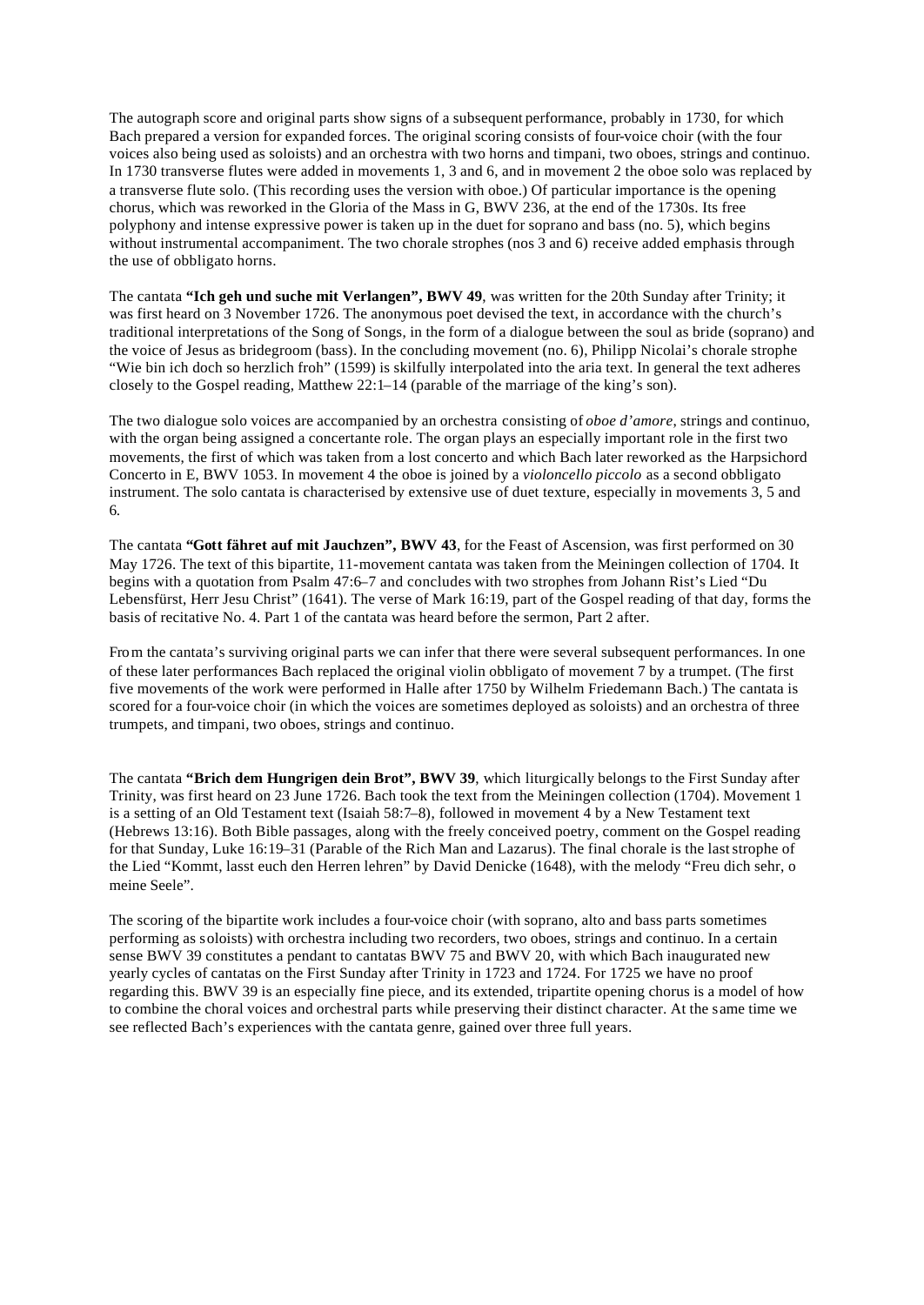The autograph score and original parts show signs of a subsequent performance, probably in 1730, for which Bach prepared a version for expanded forces. The original scoring consists of four-voice choir (with the four voices also being used as soloists) and an orchestra with two horns and timpani, two oboes, strings and continuo. In 1730 transverse flutes were added in movements 1, 3 and 6, and in movement 2 the oboe solo was replaced by a transverse flute solo. (This recording uses the version with oboe.) Of particular importance is the opening chorus, which was reworked in the Gloria of the Mass in G, BWV 236, at the end of the 1730s. Its free polyphony and intense expressive power is taken up in the duet for soprano and bass (no. 5), which begins without instrumental accompaniment. The two chorale strophes (nos 3 and 6) receive added emphasis through the use of obbligato horns.

The cantata **"Ich geh und suche mit Verlangen", BWV 49**, was written for the 20th Sunday after Trinity; it was first heard on 3 November 1726. The anonymous poet devised the text, in accordance with the church's traditional interpretations of the Song of Songs, in the form of a dialogue between the soul as bride (soprano) and the voice of Jesus as bridegroom (bass). In the concluding movement (no. 6), Philipp Nicolai's chorale strophe "Wie bin ich doch so herzlich froh" (1599) is skilfully interpolated into the aria text. In general the text adheres closely to the Gospel reading, Matthew 22:1–14 (parable of the marriage of the king's son).

The two dialogue solo voices are accompanied by an orchestra consisting of *oboe d'amore*, strings and continuo, with the organ being assigned a concertante role. The organ plays an especially important role in the first two movements, the first of which was taken from a lost concerto and which Bach later reworked as the Harpsichord Concerto in E, BWV 1053. In movement 4 the oboe is joined by a *violoncello piccolo* as a second obbligato instrument. The solo cantata is characterised by extensive use of duet texture, especially in movements 3, 5 and 6.

The cantata **"Gott fähret auf mit Jauchzen", BWV 43**, for the Feast of Ascension, was first performed on 30 May 1726. The text of this bipartite, 11-movement cantata was taken from the Meiningen collection of 1704. It begins with a quotation from Psalm 47:6–7 and concludes with two strophes from Johann Rist's Lied "Du Lebensfürst, Herr Jesu Christ" (1641). The verse of Mark 16:19, part of the Gospel reading of that day, forms the basis of recitative No. 4. Part 1 of the cantata was heard before the sermon, Part 2 after.

From the cantata's surviving original parts we can infer that there were several subsequent performances. In one of these later performances Bach replaced the original violin obbligato of movement 7 by a trumpet. (The first five movements of the work were performed in Halle after 1750 by Wilhelm Friedemann Bach.) The cantata is scored for a four-voice choir (in which the voices are sometimes deployed as soloists) and an orchestra of three trumpets, and timpani, two oboes, strings and continuo.

The cantata **"Brich dem Hungrigen dein Brot", BWV 39**, which liturgically belongs to the First Sunday after Trinity, was first heard on 23 June 1726. Bach took the text from the Meiningen collection (1704). Movement 1 is a setting of an Old Testament text (Isaiah 58:7–8), followed in movement 4 by a New Testament text (Hebrews 13:16). Both Bible passages, along with the freely conceived poetry, comment on the Gospel reading for that Sunday, Luke 16:19–31 (Parable of the Rich Man and Lazarus). The final chorale is the last strophe of the Lied "Kommt, lasst euch den Herren lehren" by David Denicke (1648), with the melody "Freu dich sehr, o meine Seele".

The scoring of the bipartite work includes a four-voice choir (with soprano, alto and bass parts sometimes performing as soloists) with orchestra including two recorders, two oboes, strings and continuo. In a certain sense BWV 39 constitutes a pendant to cantatas BWV 75 and BWV 20, with which Bach inaugurated new yearly cycles of cantatas on the First Sunday after Trinity in 1723 and 1724. For 1725 we have no proof regarding this. BWV 39 is an especially fine piece, and its extended, tripartite opening chorus is a model of how to combine the choral voices and orchestral parts while preserving their distinct character. At the same time we see reflected Bach's experiences with the cantata genre, gained over three full years.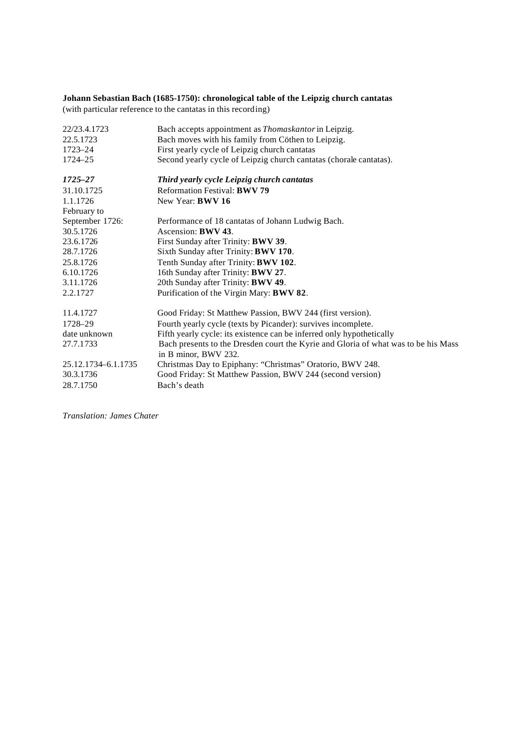**Johann Sebastian Bach (1685-1750): chronological table of the Leipzig church cantatas**
(with particular reference to the cantatas in this recording)

| | |
|---|---|
| 22/23.4.1723 | Bach accepts appointment as *Thomaskantor* in Leipzig. |
| 22.5.1723 | Bach moves with his family from Cöthen to Leipzig. |
| 1723–24 | First yearly cycle of Leipzig church cantatas |
| 1724–25 | Second yearly cycle of Leipzig church cantatas (chorale cantatas). |
| ***1725–27*** | ***Third yearly cycle Leipzig church cantatas*** |
| 31.10.1725 | Reformation Festival: **BWV 79** |
| 1.1.1726 | New Year: **BWV 16** |
| February to September 1726: | Performance of 18 cantatas of Johann Ludwig Bach. |
| 30.5.1726 | Ascension: **BWV 43**. |
| 23.6.1726 | First Sunday after Trinity: **BWV 39**. |
| 28.7.1726 | Sixth Sunday after Trinity: **BWV 170**. |
| 25.8.1726 | Tenth Sunday after Trinity: **BWV 102**. |
| 6.10.1726 | 16th Sunday after Trinity: **BWV 27**. |
| 3.11.1726 | 20th Sunday after Trinity: **BWV 49**. |
| 2.2.1727 | Purification of the Virgin Mary: **BWV 82**. |
| 11.4.1727 | Good Friday: St Matthew Passion, BWV 244 (first version). |
| 1728–29 | Fourth yearly cycle (texts by Picander): survives incomplete. |
| date unknown | Fifth yearly cycle: its existence can be inferred only hypothetically |
| 27.7.1733 | Bach presents to the Dresden court the Kyrie and Gloria of what was to be his Mass in B minor, BWV 232. |
| 25.12.1734–6.1.1735 | Christmas Day to Epiphany: "Christmas" Oratorio, BWV 248. |
| 30.3.1736 | Good Friday: St Matthew Passion, BWV 244 (second version) |
| 28.7.1750 | Bach's death |

*Translation: James Chater*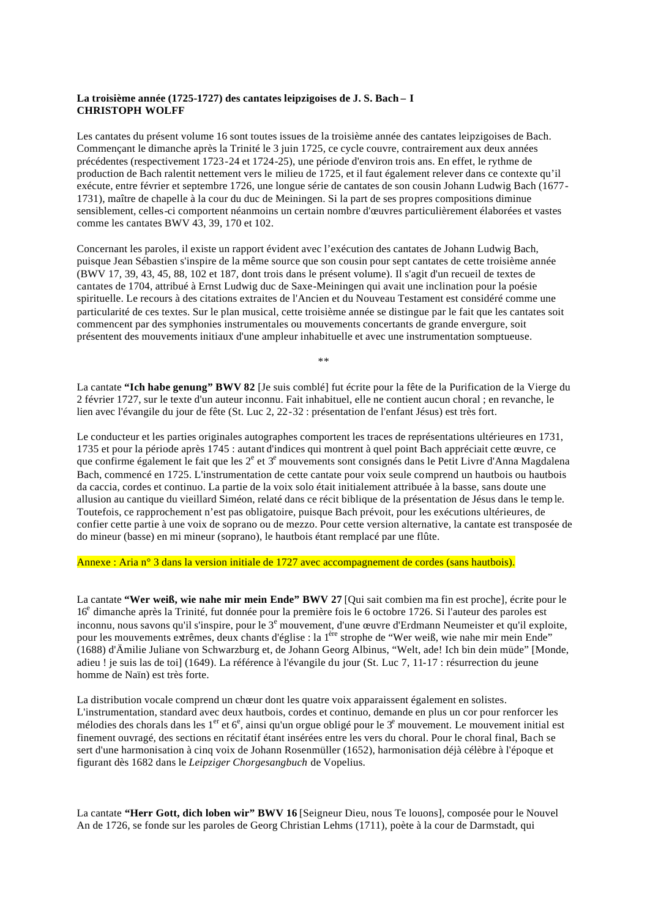**La troisième année (1725-1727) des cantates leipzigoises de J. S. Bach – I**
**CHRISTOPH WOLFF**

Les cantates du présent volume 16 sont toutes issues de la troisième année des cantates leipzigoises de Bach. Commençant le dimanche après la Trinité le 3 juin 1725, ce cycle couvre, contrairement aux deux années précédentes (respectivement 1723-24 et 1724-25), une période d'environ trois ans. En effet, le rythme de production de Bach ralentit nettement vers le milieu de 1725, et il faut également relever dans ce contexte qu'il exécute, entre février et septembre 1726, une longue série de cantates de son cousin Johann Ludwig Bach (1677-1731), maître de chapelle à la cour du duc de Meiningen. Si la part de ses propres compositions diminue sensiblement, celles-ci comportent néanmoins un certain nombre d'œuvres particulièrement élaborées et vastes comme les cantates BWV 43, 39, 170 et 102.

Concernant les paroles, il existe un rapport évident avec l'exécution des cantates de Johann Ludwig Bach, puisque Jean Sébastien s'inspire de la même source que son cousin pour sept cantates de cette troisième année (BWV 17, 39, 43, 45, 88, 102 et 187, dont trois dans le présent volume). Il s'agit d'un recueil de textes de cantates de 1704, attribué à Ernst Ludwig duc de Saxe-Meiningen qui avait une inclination pour la poésie spirituelle. Le recours à des citations extraites de l'Ancien et du Nouveau Testament est considéré comme une particularité de ces textes. Sur le plan musical, cette troisième année se distingue par le fait que les cantates soit commencent par des symphonies instrumentales ou mouvements concertants de grande envergure, soit présentent des mouvements initiaux d'une ampleur inhabituelle et avec une instrumentation somptueuse.

**

La cantate **"Ich habe genung" BWV 82** [Je suis comblé] fut écrite pour la fête de la Purification de la Vierge du 2 février 1727, sur le texte d'un auteur inconnu. Fait inhabituel, elle ne contient aucun choral ; en revanche, le lien avec l'évangile du jour de fête (St. Luc 2, 22-32 : présentation de l'enfant Jésus) est très fort.

Le conducteur et les parties originales autographes comportent les traces de représentations ultérieures en 1731, 1735 et pour la période après 1745 : autant d'indices qui montrent à quel point Bach appréciait cette œuvre, ce que confirme également le fait que les 2e et 3e mouvements sont consignés dans le Petit Livre d'Anna Magdalena Bach, commencé en 1725. L'instrumentation de cette cantate pour voix seule comprend un hautbois ou hautbois da caccia, cordes et continuo. La partie de la voix solo était initialement attribuée à la basse, sans doute une allusion au cantique du vieillard Siméon, relaté dans ce récit biblique de la présentation de Jésus dans le temple. Toutefois, ce rapprochement n'est pas obligatoire, puisque Bach prévoit, pour les exécutions ultérieures, de confier cette partie à une voix de soprano ou de mezzo. Pour cette version alternative, la cantate est transposée de do mineur (basse) en mi mineur (soprano), le hautbois étant remplacé par une flûte.

Annexe : Aria n° 3 dans la version initiale de 1727 avec accompagnement de cordes (sans hautbois).

La cantate **"Wer weiß, wie nahe mir mein Ende" BWV 27** [Qui sait combien ma fin est proche], écrite pour le 16e dimanche après la Trinité, fut donnée pour la première fois le 6 octobre 1726. Si l'auteur des paroles est inconnu, nous savons qu'il s'inspire, pour le 3e mouvement, d'une œuvre d'Erdmann Neumeister et qu'il exploite, pour les mouvements extrêmes, deux chants d'église : la 1ère strophe de "Wer weiß, wie nahe mir mein Ende" (1688) d'Ämilie Juliane von Schwarzburg et, de Johann Georg Albinus, "Welt, ade! Ich bin dein müde" [Monde, adieu ! je suis las de toi] (1649). La référence à l'évangile du jour (St. Luc 7, 11-17 : résurrection du jeune homme de Naïn) est très forte.

La distribution vocale comprend un chœur dont les quatre voix apparaissent également en solistes. L'instrumentation, standard avec deux hautbois, cordes et continuo, demande en plus un cor pour renforcer les mélodies des chorals dans les 1er et 6e, ainsi qu'un orgue obligé pour le 3e mouvement. Le mouvement initial est finement ouvragé, des sections en récitatif étant insérées entre les vers du choral. Pour le choral final, Bach se sert d'une harmonisation à cinq voix de Johann Rosenmüller (1652), harmonisation déjà célèbre à l'époque et figurant dès 1682 dans le *Leipziger Chorgesangbuch* de Vopelius.

La cantate **"Herr Gott, dich loben wir" BWV 16** [Seigneur Dieu, nous Te louons], composée pour le Nouvel An de 1726, se fonde sur les paroles de Georg Christian Lehms (1711), poète à la cour de Darmstadt, qui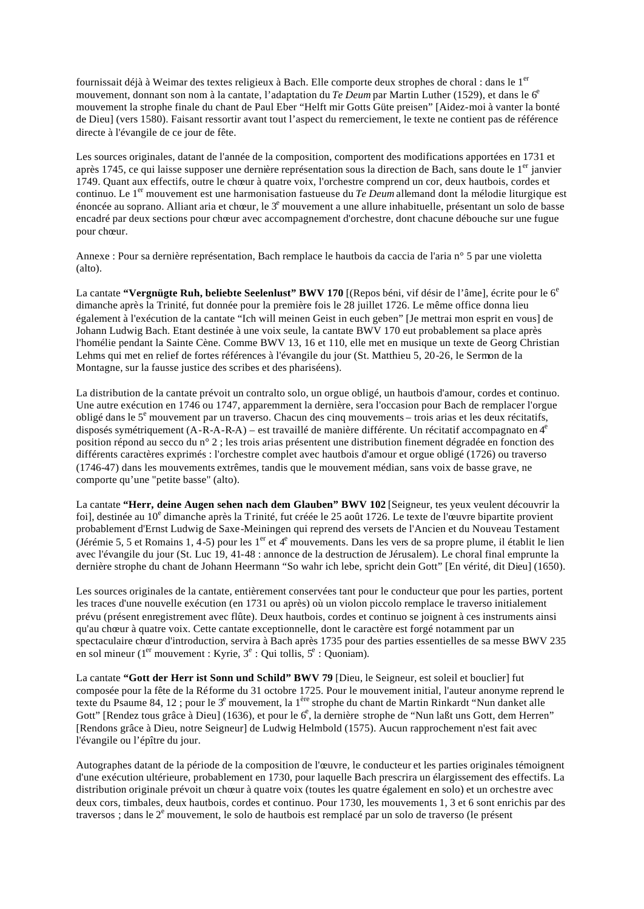fournissait déjà à Weimar des textes religieux à Bach. Elle comporte deux strophes de choral : dans le 1er mouvement, donnant son nom à la cantate, l'adaptation du *Te Deum* par Martin Luther (1529), et dans le 6e mouvement la strophe finale du chant de Paul Eber "Helft mir Gotts Güte preisen" [Aidez-moi à vanter la bonté de Dieu] (vers 1580). Faisant ressortir avant tout l'aspect du remerciement, le texte ne contient pas de référence directe à l'évangile de ce jour de fête.

Les sources originales, datant de l'année de la composition, comportent des modifications apportées en 1731 et après 1745, ce qui laisse supposer une dernière représentation sous la direction de Bach, sans doute le 1er janvier 1749. Quant aux effectifs, outre le chœur à quatre voix, l'orchestre comprend un cor, deux hautbois, cordes et continuo. Le 1er mouvement est une harmonisation fastueuse du *Te Deum* allemand dont la mélodie liturgique est énoncée au soprano. Alliant aria et chœur, le 3e mouvement a une allure inhabituelle, présentant un solo de basse encadré par deux sections pour chœur avec accompagnement d'orchestre, dont chacune débouche sur une fugue pour chœur.

Annexe : Pour sa dernière représentation, Bach remplace le hautbois da caccia de l'aria n° 5 par une violetta (alto).

La cantate **"Vergnügte Ruh, beliebte Seelenlust" BWV 170** [(Repos béni, vif désir de l'âme], écrite pour le 6e dimanche après la Trinité, fut donnée pour la première fois le 28 juillet 1726. Le même office donna lieu également à l'exécution de la cantate "Ich will meinen Geist in euch geben" [Je mettrai mon esprit en vous] de Johann Ludwig Bach. Etant destinée à une voix seule, la cantate BWV 170 eut probablement sa place après l'homélie pendant la Sainte Cène. Comme BWV 13, 16 et 110, elle met en musique un texte de Georg Christian Lehms qui met en relief de fortes références à l'évangile du jour (St. Matthieu 5, 20-26, le Sermon de la Montagne, sur la fausse justice des scribes et des phariséens).

La distribution de la cantate prévoit un contralto solo, un orgue obligé, un hautbois d'amour, cordes et continuo. Une autre exécution en 1746 ou 1747, apparemment la dernière, sera l'occasion pour Bach de remplacer l'orgue obligé dans le 5e mouvement par un traverso. Chacun des cinq mouvements – trois arias et les deux récitatifs, disposés symétriquement (A-R-A-R-A) – est travaillé de manière différente. Un récitatif accompagnato en 4e position répond au secco du n° 2 ; les trois arias présentent une distribution finement dégradée en fonction des différents caractères exprimés : l'orchestre complet avec hautbois d'amour et orgue obligé (1726) ou traverso (1746-47) dans les mouvements extrêmes, tandis que le mouvement médian, sans voix de basse grave, ne comporte qu'une "petite basse" (alto).

La cantate **"Herr, deine Augen sehen nach dem Glauben" BWV 102** [Seigneur, tes yeux veulent découvrir la foi], destinée au 10e dimanche après la Trinité, fut créée le 25 août 1726. Le texte de l'œuvre bipartite provient probablement d'Ernst Ludwig de Saxe-Meiningen qui reprend des versets de l'Ancien et du Nouveau Testament (Jérémie 5, 5 et Romains 1, 4-5) pour les 1er et 4e mouvements. Dans les vers de sa propre plume, il établit le lien avec l'évangile du jour (St. Luc 19, 41-48 : annonce de la destruction de Jérusalem). Le choral final emprunte la dernière strophe du chant de Johann Heermann "So wahr ich lebe, spricht dein Gott" [En vérité, dit Dieu] (1650).

Les sources originales de la cantate, entièrement conservées tant pour le conducteur que pour les parties, portent les traces d'une nouvelle exécution (en 1731 ou après) où un violon piccolo remplace le traverso initialement prévu (présent enregistrement avec flûte). Deux hautbois, cordes et continuo se joignent à ces instruments ainsi qu'au chœur à quatre voix. Cette cantate exceptionnelle, dont le caractère est forgé notamment par un spectaculaire chœur d'introduction, servira à Bach après 1735 pour des parties essentielles de sa messe BWV 235 en sol mineur (1er mouvement : Kyrie, 3e : Qui tollis, 5e : Quoniam).

La cantate **"Gott der Herr ist Sonn und Schild" BWV 79** [Dieu, le Seigneur, est soleil et bouclier] fut composée pour la fête de la Réforme du 31 octobre 1725. Pour le mouvement initial, l'auteur anonyme reprend le texte du Psaume 84, 12 ; pour le 3e mouvement, la 1ère strophe du chant de Martin Rinkardt "Nun danket alle Gott" [Rendez tous grâce à Dieu] (1636), et pour le 6e, la dernière strophe de "Nun laßt uns Gott, dem Herren" [Rendons grâce à Dieu, notre Seigneur] de Ludwig Helmbold (1575). Aucun rapprochement n'est fait avec l'évangile ou l'épître du jour.

Autographes datant de la période de la composition de l'œuvre, le conducteur et les parties originales témoignent d'une exécution ultérieure, probablement en 1730, pour laquelle Bach prescrira un élargissement des effectifs. La distribution originale prévoit un chœur à quatre voix (toutes les quatre également en solo) et un orchestre avec deux cors, timbales, deux hautbois, cordes et continuo. Pour 1730, les mouvements 1, 3 et 6 sont enrichis par des traversos ; dans le 2e mouvement, le solo de hautbois est remplacé par un solo de traverso (le présent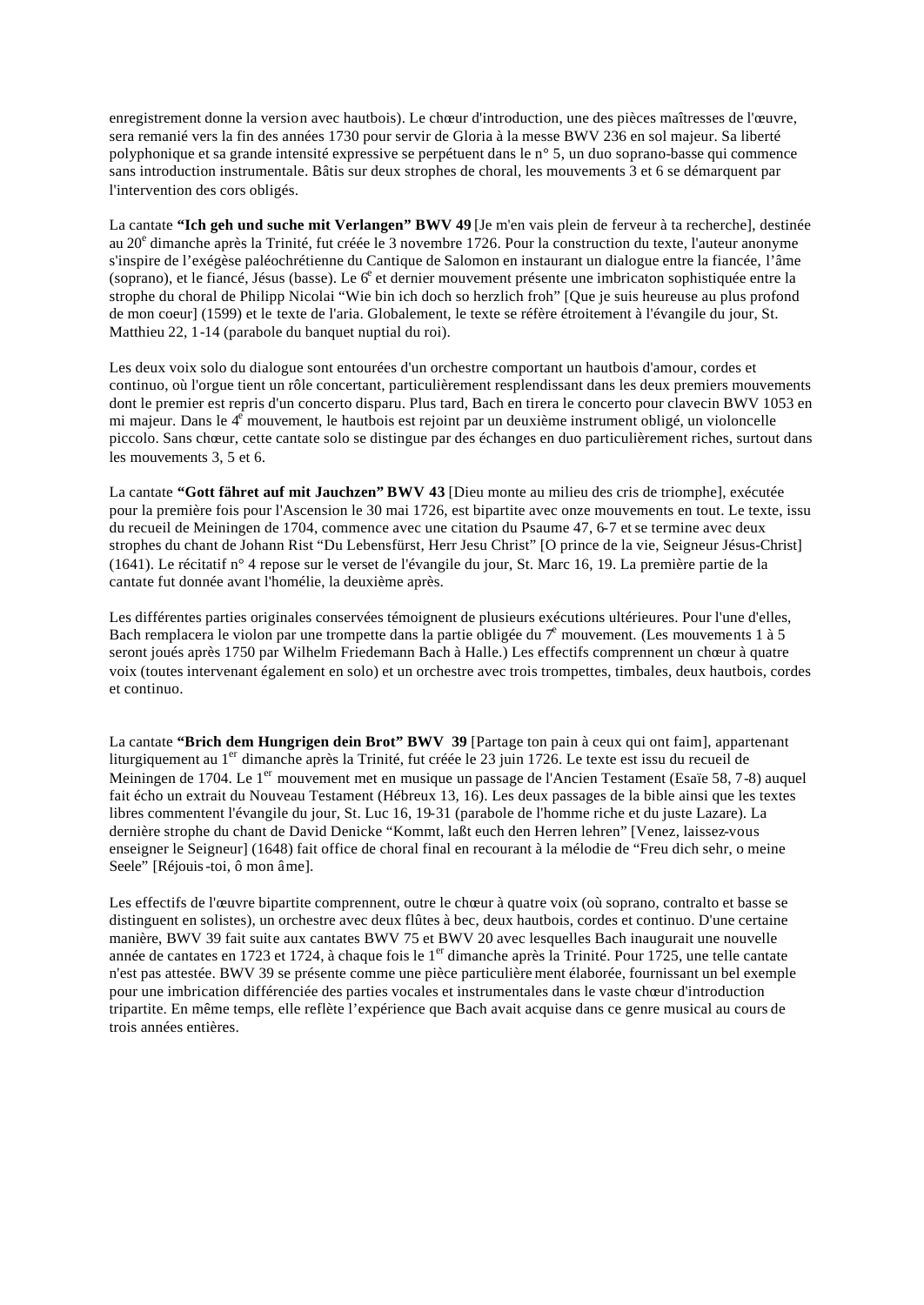enregistrement donne la version avec hautbois). Le chœur d'introduction, une des pièces maîtresses de l'œuvre, sera remanié vers la fin des années 1730 pour servir de Gloria à la messe BWV 236 en sol majeur. Sa liberté polyphonique et sa grande intensité expressive se perpétuent dans le n° 5, un duo soprano-basse qui commence sans introduction instrumentale. Bâtis sur deux strophes de choral, les mouvements 3 et 6 se démarquent par l'intervention des cors obligés.

La cantate **"Ich geh und suche mit Verlangen" BWV 49** [Je m'en vais plein de ferveur à ta recherche], destinée au 20e dimanche après la Trinité, fut créée le 3 novembre 1726. Pour la construction du texte, l'auteur anonyme s'inspire de l'exégèse paléochrétienne du Cantique de Salomon en instaurant un dialogue entre la fiancée, l'âme (soprano), et le fiancé, Jésus (basse). Le 6e et dernier mouvement présente une imbricaton sophistiquée entre la strophe du choral de Philipp Nicolai "Wie bin ich doch so herzlich froh" [Que je suis heureuse au plus profond de mon coeur] (1599) et le texte de l'aria. Globalement, le texte se réfère étroitement à l'évangile du jour, St. Matthieu 22, 1-14 (parabole du banquet nuptial du roi).

Les deux voix solo du dialogue sont entourées d'un orchestre comportant un hautbois d'amour, cordes et continuo, où l'orgue tient un rôle concertant, particulièrement resplendissant dans les deux premiers mouvements dont le premier est repris d'un concerto disparu. Plus tard, Bach en tirera le concerto pour clavecin BWV 1053 en mi majeur. Dans le 4e mouvement, le hautbois est rejoint par un deuxième instrument obligé, un violoncelle piccolo. Sans chœur, cette cantate solo se distingue par des échanges en duo particulièrement riches, surtout dans les mouvements 3, 5 et 6.

La cantate **"Gott fähret auf mit Jauchzen" BWV 43** [Dieu monte au milieu des cris de triomphe], exécutée pour la première fois pour l'Ascension le 30 mai 1726, est bipartite avec onze mouvements en tout. Le texte, issu du recueil de Meiningen de 1704, commence avec une citation du Psaume 47, 6-7 et se termine avec deux strophes du chant de Johann Rist "Du Lebensfürst, Herr Jesu Christ" [O prince de la vie, Seigneur Jésus-Christ] (1641). Le récitatif n° 4 repose sur le verset de l'évangile du jour, St. Marc 16, 19. La première partie de la cantate fut donnée avant l'homélie, la deuxième après.

Les différentes parties originales conservées témoignent de plusieurs exécutions ultérieures. Pour l'une d'elles, Bach remplacera le violon par une trompette dans la partie obligée du 7e mouvement. (Les mouvements 1 à 5 seront joués après 1750 par Wilhelm Friedemann Bach à Halle.) Les effectifs comprennent un chœur à quatre voix (toutes intervenant également en solo) et un orchestre avec trois trompettes, timbales, deux hautbois, cordes et continuo.

La cantate **"Brich dem Hungrigen dein Brot" BWV 39** [Partage ton pain à ceux qui ont faim], appartenant liturgiquement au 1er dimanche après la Trinité, fut créée le 23 juin 1726. Le texte est issu du recueil de Meiningen de 1704. Le 1er mouvement met en musique un passage de l'Ancien Testament (Esaïe 58, 7-8) auquel fait écho un extrait du Nouveau Testament (Hébreux 13, 16). Les deux passages de la bible ainsi que les textes libres commentent l'évangile du jour, St. Luc 16, 19-31 (parabole de l'homme riche et du juste Lazare). La dernière strophe du chant de David Denicke "Kommt, laßt euch den Herren lehren" [Venez, laissez-vous enseigner le Seigneur] (1648) fait office de choral final en recourant à la mélodie de "Freu dich sehr, o meine Seele" [Réjouis-toi, ô mon âme].

Les effectifs de l'œuvre bipartite comprennent, outre le chœur à quatre voix (où soprano, contralto et basse se distinguent en solistes), un orchestre avec deux flûtes à bec, deux hautbois, cordes et continuo. D'une certaine manière, BWV 39 fait suite aux cantates BWV 75 et BWV 20 avec lesquelles Bach inaugurait une nouvelle année de cantates en 1723 et 1724, à chaque fois le 1er dimanche après la Trinité. Pour 1725, une telle cantate n'est pas attestée. BWV 39 se présente comme une pièce particulièrement élaborée, fournissant un bel exemple pour une imbrication différenciée des parties vocales et instrumentales dans le vaste chœur d'introduction tripartite. En même temps, elle reflète l'expérience que Bach avait acquise dans ce genre musical au cours de trois années entières.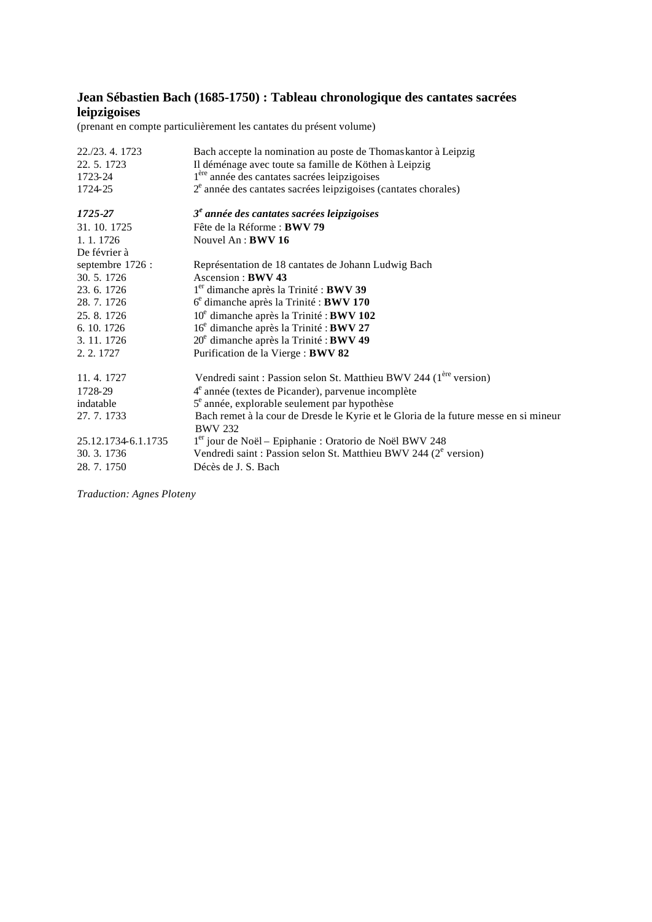**Jean Sébastien Bach (1685-1750) : Tableau chronologique des cantates sacrées leipzigoises**

(prenant en compte particulièrement les cantates du présent volume)

| | |
|---|---|
| 22./23. 4. 1723 | Bach accepte la nomination au poste de Thomaskantor à Leipzig |
| 22. 5. 1723 | Il déménage avec toute sa famille de Köthen à Leipzig |
| 1723-24 | 1ère année des cantates sacrées leipzigoises |
| 1724-25 | 2e année des cantates sacrées leipzigoises (cantates chorales) |
| | |
| ***1725-27*** | ***3e année des cantates sacrées leipzigoises*** |
| 31. 10. 1725 | Fête de la Réforme : **BWV 79** |
| 1. 1. 1726 | Nouvel An : **BWV 16** |
| De février à septembre 1726 : | Représentation de 18 cantates de Johann Ludwig Bach |
| 30. 5. 1726 | Ascension : **BWV 43** |
| 23. 6. 1726 | 1er dimanche après la Trinité : **BWV 39** |
| 28. 7. 1726 | 6e dimanche après la Trinité : **BWV 170** |
| 25. 8. 1726 | 10e dimanche après la Trinité : **BWV 102** |
| 6. 10. 1726 | 16e dimanche après la Trinité : **BWV 27** |
| 3. 11. 1726 | 20e dimanche après la Trinité : **BWV 49** |
| 2. 2. 1727 | Purification de la Vierge : **BWV 82** |
| | |
| 11. 4. 1727 | Vendredi saint : Passion selon St. Matthieu BWV 244 (1ère version) |
| 1728-29 | 4e année (textes de Picander), parvenue incomplète |
| indatable | 5e année, explorable seulement par hypothèse |
| 27. 7. 1733 | Bach remet à la cour de Dresde le Kyrie et le Gloria de la future messe en si mineur BWV 232 |
| 25.12.1734-6.1.1735 | 1er jour de Noël – Epiphanie : Oratorio de Noël BWV 248 |
| 30. 3. 1736 | Vendredi saint : Passion selon St. Matthieu BWV 244 (2e version) |
| 28. 7. 1750 | Décès de J. S. Bach |

*Traduction: Agnes Ploteny*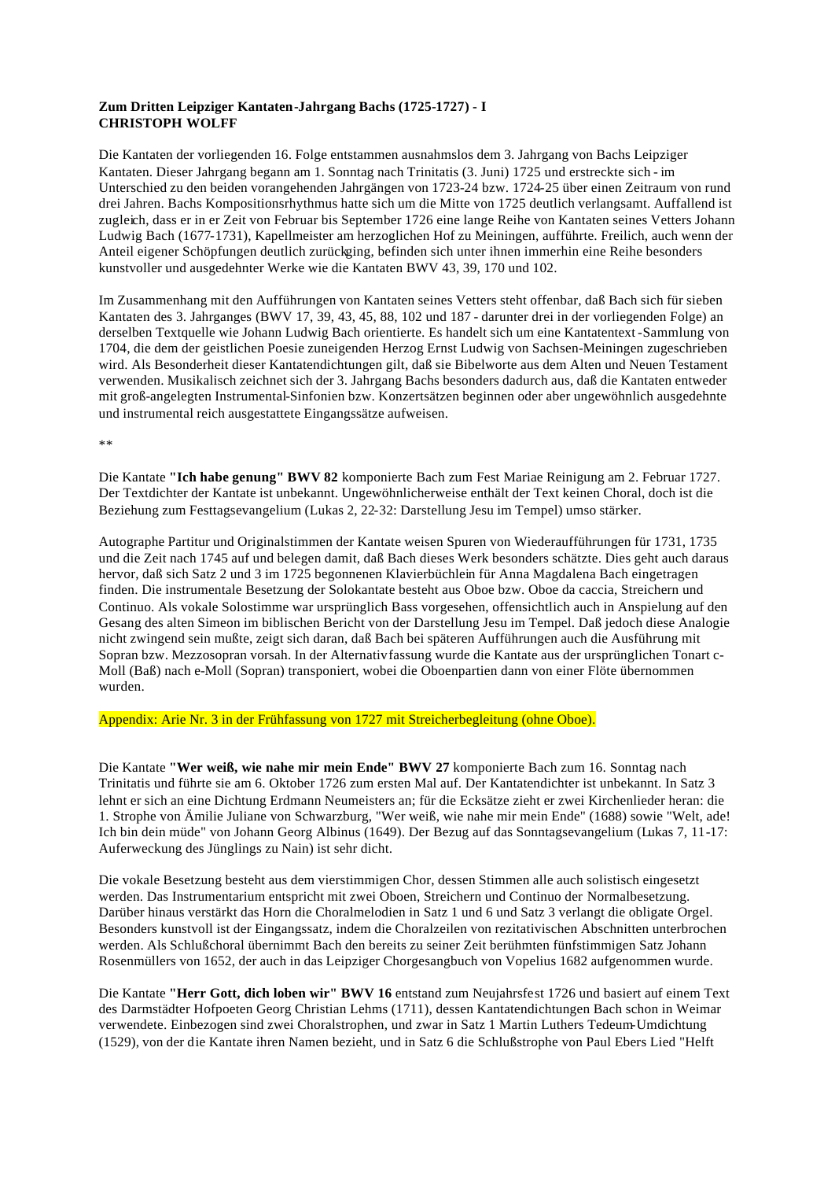**Zum Dritten Leipziger Kantaten-Jahrgang Bachs (1725-1727) - I**
**CHRISTOPH WOLFF**

Die Kantaten der vorliegenden 16. Folge entstammen ausnahmslos dem 3. Jahrgang von Bachs Leipziger Kantaten. Dieser Jahrgang begann am 1. Sonntag nach Trinitatis (3. Juni) 1725 und erstreckte sich - im Unterschied zu den beiden vorangehenden Jahrgängen von 1723-24 bzw. 1724-25 über einen Zeitraum von rund drei Jahren. Bachs Kompositionsrhythmus hatte sich um die Mitte von 1725 deutlich verlangsamt. Auffallend ist zugleich, dass er in der Zeit von Februar bis September 1726 eine lange Reihe von Kantaten seines Vetters Johann Ludwig Bach (1677-1731), Kapellmeister am herzoglichen Hof zu Meiningen, aufführte. Freilich, auch wenn der Anteil eigener Schöpfungen deutlich zurückging, befinden sich unter ihnen immerhin eine Reihe besonders kunstvoller und ausgedehnter Werke wie die Kantaten BWV 43, 39, 170 und 102.

Im Zusammenhang mit den Aufführungen von Kantaten seines Vetters steht offenbar, daß Bach sich für sieben Kantaten des 3. Jahrganges (BWV 17, 39, 43, 45, 88, 102 und 187 - darunter drei in der vorliegenden Folge) an derselben Textquelle wie Johann Ludwig Bach orientierte. Es handelt sich um eine Kantatentext-Sammlung von 1704, die dem der geistlichen Poesie zuneigenden Herzog Ernst Ludwig von Sachsen-Meiningen zugeschrieben wird. Als Besonderheit dieser Kantatendichtungen gilt, daß sie Bibelworte aus dem Alten und Neuen Testament verwenden. Musikalisch zeichnet sich der 3. Jahrgang besonders dadurch aus, daß die Kantaten entweder mit groß-angelegten Instrumental-Sinfonien bzw. Konzertsätzen beginnen oder aber ungewöhnlich ausgedehnte und instrumental reich ausgestattete Eingangssätze aufweisen.

**

Die Kantate **"Ich habe genung" BWV 82** komponierte Bach zum Fest Mariae Reinigung am 2. Februar 1727. Der Textdichter der Kantate ist unbekannt. Ungewöhnlicherweise enthält der Text keinen Choral, doch ist die Beziehung zum Festtagsevangelium (Lukas 2, 22-32: Darstellung Jesu im Tempel) umso stärker.

Autographe Partitur und Originalstimmen der Kantate weisen Spuren von Wiederaufführungen für 1731, 1735 und die Zeit nach 1745 auf und belegen damit, daß Bach dieses Werk besonders schätzte. Dies geht auch daraus hervor, daß sich Satz 2 und 3 im 1725 begonnenen Klavierbüchlein für Anna Magdalena Bach eingetragen finden. Die instrumentale Besetzung der Solokantate besteht aus Oboe bzw. Oboe da caccia, Streichern und Continuo. Als vokale Solostimme war ursprünglich Bass vorgesehen, offensichtlich auch in Anspielung auf den Gesang des alten Simeon im biblischen Bericht von der Darstellung Jesu im Tempel. Daß jedoch diese Analogie nicht zwingend sein mußte, zeigt sich daran, daß Bach bei späteren Aufführungen auch die Ausführung mit Sopran bzw. Mezzosopran vorsah. In der Alternativfassung wurde die Kantate aus der ursprünglichen Tonart c-Moll (Baß) nach e-Moll (Sopran) transponiert, wobei die Oboenpartien dann von einer Flöte übernommen wurden.

Appendix: Arie Nr. 3 in der Frühfassung von 1727 mit Streicherbegleitung (ohne Oboe).

Die Kantate **"Wer weiß, wie nahe mir mein Ende" BWV 27** komponierte Bach zum 16. Sonntag nach Trinitatis und führte sie am 6. Oktober 1726 zum ersten Mal auf. Der Kantatendichter ist unbekannt. In Satz 3 lehnt er sich an eine Dichtung Erdmann Neumeisters an; für die Ecksätze zieht er zwei Kirchenlieder heran: die 1. Strophe von Ämilie Juliane von Schwarzburg, "Wer weiß, wie nahe mir mein Ende" (1688) sowie "Welt, ade! Ich bin dein müde" von Johann Georg Albinus (1649). Der Bezug auf das Sonntagsevangelium (Lukas 7, 11-17: Auferweckung des Jünglings zu Nain) ist sehr dicht.

Die vokale Besetzung besteht aus dem vierstimmigen Chor, dessen Stimmen alle auch solistisch eingesetzt werden. Das Instrumentarium entspricht mit zwei Oboen, Streichern und Continuo der Normalbesetzung. Darüber hinaus verstärkt das Horn die Choralmelodien in Satz 1 und 6 und Satz 3 verlangt die obligate Orgel. Besonders kunstvoll ist der Eingangssatz, indem die Choralzeilen von rezitativischen Abschnitten unterbrochen werden. Als Schlußchoral übernimmt Bach den bereits zu seiner Zeit berühmten fünfstimmigen Satz Johann Rosenmüllers von 1652, der auch in das Leipziger Chorgesangbuch von Vopelius 1682 aufgenommen wurde.

Die Kantate **"Herr Gott, dich loben wir" BWV 16** entstand zum Neujahrsfest 1726 und basiert auf einem Text des Darmstädter Hofpoeten Georg Christian Lehms (1711), dessen Kantatendichtungen Bach schon in Weimar verwendete. Einbezogen sind zwei Choralstrophen, und zwar in Satz 1 Martin Luthers Tedeum-Umdichtung (1529), von der die Kantate ihren Namen bezieht, und in Satz 6 die Schlußstrophe von Paul Ebers Lied "Helft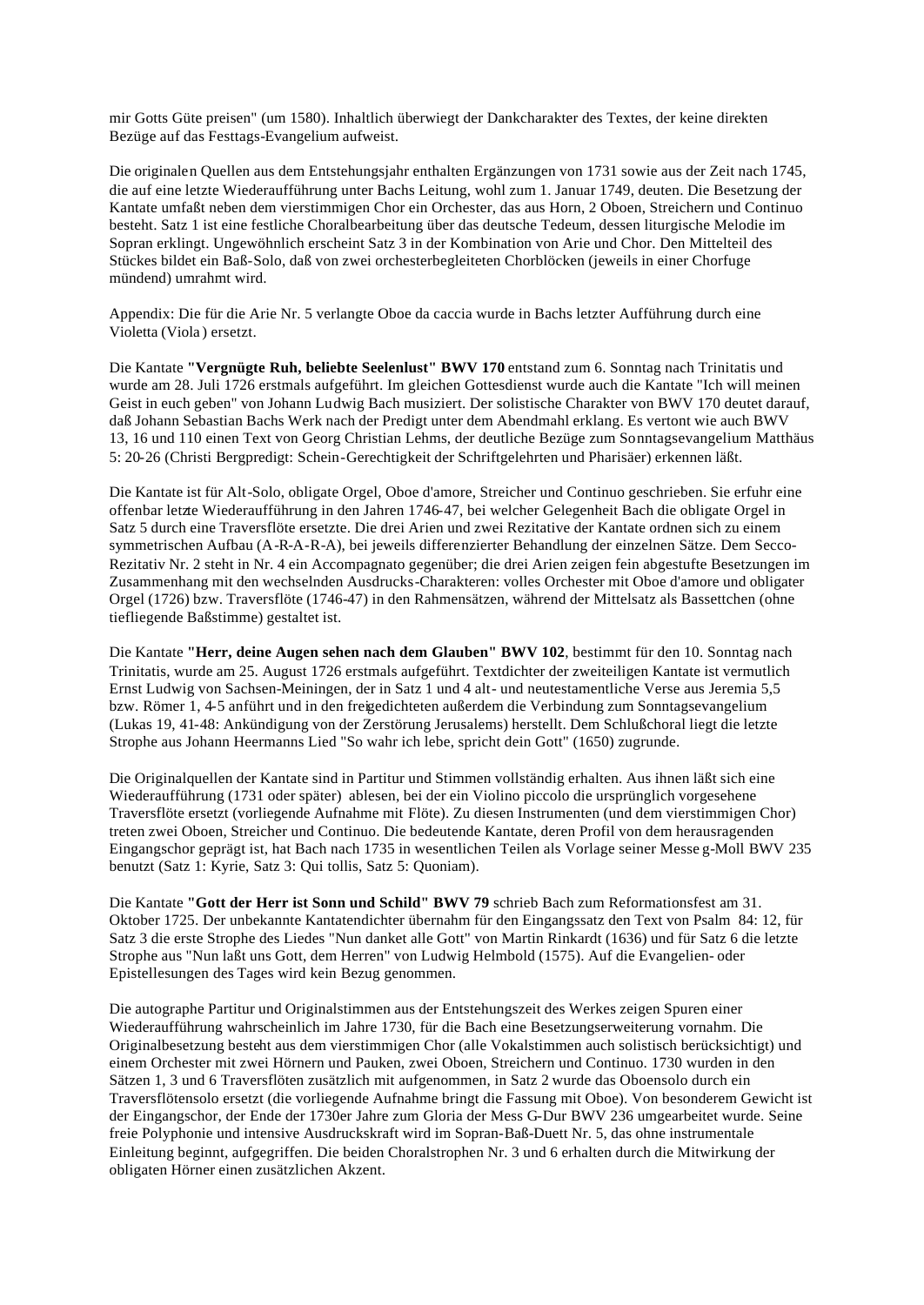mir Gotts Güte preisen" (um 1580). Inhaltlich überwiegt der Dankcharakter des Textes, der keine direkten Bezüge auf das Festtags-Evangelium aufweist.

Die originalen Quellen aus dem Entstehungsjahr enthalten Ergänzungen von 1731 sowie aus der Zeit nach 1745, die auf eine letzte Wiederaufführung unter Bachs Leitung, wohl zum 1. Januar 1749, deuten. Die Besetzung der Kantate umfaßt neben dem vierstimmigen Chor ein Orchester, das aus Horn, 2 Oboen, Streichern und Continuo besteht. Satz 1 ist eine festliche Choralbearbeitung über das deutsche Tedeum, dessen liturgische Melodie im Sopran erklingt. Ungewöhnlich erscheint Satz 3 in der Kombination von Arie und Chor. Den Mittelteil des Stückes bildet ein Baß-Solo, daß von zwei orchesterbegleiteten Chorblöcken (jeweils in einer Chorfuge mündend) umrahmt wird.

Appendix: Die für die Arie Nr. 5 verlangte Oboe da caccia wurde in Bachs letzter Aufführung durch eine Violetta (Viola) ersetzt.

Die Kantate **"Vergnügte Ruh, beliebte Seelenlust" BWV 170** entstand zum 6. Sonntag nach Trinitatis und wurde am 28. Juli 1726 erstmals aufgeführt. Im gleichen Gottesdienst wurde auch die Kantate "Ich will meinen Geist in euch geben" von Johann Ludwig Bach musiziert. Der solistische Charakter von BWV 170 deutet darauf, daß Johann Sebastian Bachs Werk nach der Predigt unter dem Abendmahl erklang. Es vertont wie auch BWV 13, 16 und 110 einen Text von Georg Christian Lehms, der deutliche Bezüge zum Sonntagsevangelium Matthäus 5: 20-26 (Christi Bergpredigt: Schein-Gerechtigkeit der Schriftgelehrten und Pharisäer) erkennen läßt.

Die Kantate ist für Alt-Solo, obligate Orgel, Oboe d'amore, Streicher und Continuo geschrieben. Sie erfuhr eine offenbar letzte Wiederaufführung in den Jahren 1746-47, bei welcher Gelegenheit Bach die obligate Orgel in Satz 5 durch eine Traversflöte ersetzte. Die drei Arien und zwei Rezitative der Kantate ordnen sich zu einem symmetrischen Aufbau (A-R-A-R-A), bei jeweils differenzierter Behandlung der einzelnen Sätze. Dem Secco-Rezitativ Nr. 2 steht in Nr. 4 ein Accompagnato gegenüber; die drei Arien zeigen fein abgestufte Besetzungen im Zusammenhang mit den wechselnden Ausdrucks-Charakteren: volles Orchester mit Oboe d'amore und obligater Orgel (1726) bzw. Traversflöte (1746-47) in den Rahmensätzen, während der Mittelsatz als Bassettchen (ohne tiefliegende Baßstimme) gestaltet ist.

Die Kantate **"Herr, deine Augen sehen nach dem Glauben" BWV 102**, bestimmt für den 10. Sonntag nach Trinitatis, wurde am 25. August 1726 erstmals aufgeführt. Textdichter der zweiteiligen Kantate ist vermutlich Ernst Ludwig von Sachsen-Meiningen, der in Satz 1 und 4 alt- und neutestamentliche Verse aus Jeremia 5,5 bzw. Römer 1, 4-5 anführt und in den freigedichteten außerdem die Verbindung zum Sonntagsevangelium (Lukas 19, 41-48: Ankündigung von der Zerstörung Jerusalems) herstellt. Dem Schlußchoral liegt die letzte Strophe aus Johann Heermanns Lied "So wahr ich lebe, spricht dein Gott" (1650) zugrunde.

Die Originalquellen der Kantate sind in Partitur und Stimmen vollständig erhalten. Aus ihnen läßt sich eine Wiederaufführung (1731 oder später) ablesen, bei der ein Violino piccolo die ursprünglich vorgesehene Traversflöte ersetzt (vorliegende Aufnahme mit Flöte). Zu diesen Instrumenten (und dem vierstimmigen Chor) treten zwei Oboen, Streicher und Continuo. Die bedeutende Kantate, deren Profil von dem herausragenden Eingangschor geprägt ist, hat Bach nach 1735 in wesentlichen Teilen als Vorlage seiner Messe g-Moll BWV 235 benutzt (Satz 1: Kyrie, Satz 3: Qui tollis, Satz 5: Quoniam).

Die Kantate **"Gott der Herr ist Sonn und Schild" BWV 79** schrieb Bach zum Reformationsfest am 31. Oktober 1725. Der unbekannte Kantatendichter übernahm für den Eingangssatz den Text von Psalm 84: 12, für Satz 3 die erste Strophe des Liedes "Nun danket alle Gott" von Martin Rinkardt (1636) und für Satz 6 die letzte Strophe aus "Nun laßt uns Gott, dem Herren" von Ludwig Helmbold (1575). Auf die Evangelien- oder Epistellesungen des Tages wird kein Bezug genommen.

Die autographe Partitur und Originalstimmen aus der Entstehungszeit des Werkes zeigen Spuren einer Wiederaufführung wahrscheinlich im Jahre 1730, für die Bach eine Besetzungserweiterung vornahm. Die Originalbesetzung besteht aus dem vierstimmigen Chor (alle Vokalstimmen auch solistisch berücksichtigt) und einem Orchester mit zwei Hörnern und Pauken, zwei Oboen, Streichern und Continuo. 1730 wurden in den Sätzen 1, 3 und 6 Traversflöten zusätzlich mit aufgenommen, in Satz 2 wurde das Oboensolo durch ein Traversflötensolo ersetzt (die vorliegende Aufnahme bringt die Fassung mit Oboe). Von besonderem Gewicht ist der Eingangschor, der Ende der 1730er Jahre zum Gloria der Mess G-Dur BWV 236 umgearbeitet wurde. Seine freie Polyphonie und intensive Ausdruckskraft wird im Sopran-Baß-Duett Nr. 5, das ohne instrumentale Einleitung beginnt, aufgegriffen. Die beiden Choralstrophen Nr. 3 und 6 erhalten durch die Mitwirkung der obligaten Hörner einen zusätzlichen Akzent.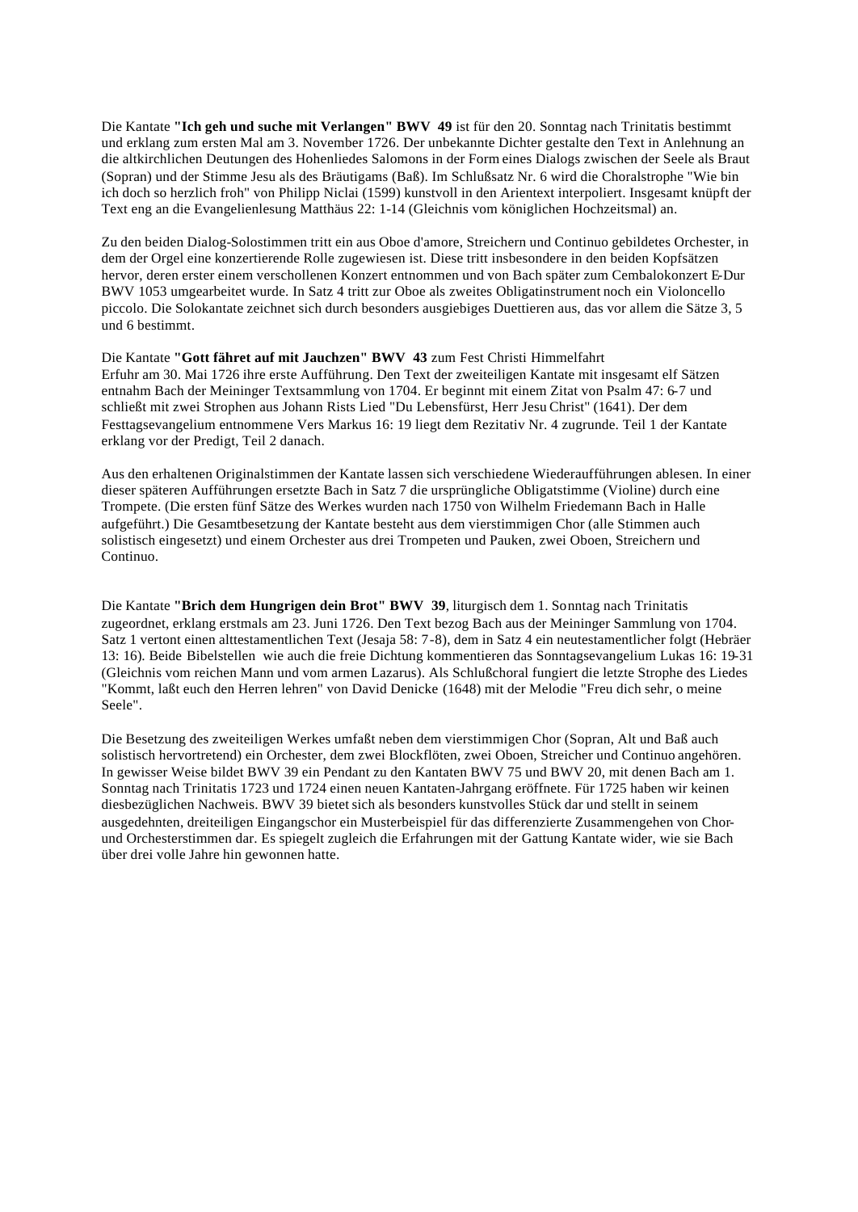Die Kantate **"Ich geh und suche mit Verlangen" BWV 49** ist für den 20. Sonntag nach Trinitatis bestimmt und erklang zum ersten Mal am 3. November 1726. Der unbekannte Dichter gestalte den Text in Anlehnung an die altkirchlichen Deutungen des Hohenliedes Salomons in der Form eines Dialogs zwischen der Seele als Braut (Sopran) und der Stimme Jesu als des Bräutigams (Baß). Im Schlußsatz Nr. 6 wird die Choralstrophe "Wie bin ich doch so herzlich froh" von Philipp Niclai (1599) kunstvoll in den Arientext interpoliert. Insgesamt knüpft der Text eng an die Evangelienlesung Matthäus 22: 1-14 (Gleichnis vom königlichen Hochzeitsmal) an.

Zu den beiden Dialog-Solostimmen tritt ein aus Oboe d'amore, Streichern und Continuo gebildetes Orchester, in dem der Orgel eine konzertierende Rolle zugewiesen ist. Diese tritt insbesondere in den beiden Kopfsätzen hervor, deren erster einem verschollenen Konzert entnommen und von Bach später zum Cembalokonzert E-Dur BWV 1053 umgearbeitet wurde. In Satz 4 tritt zur Oboe als zweites Obligatinstrument noch ein Violoncello piccolo. Die Solokantate zeichnet sich durch besonders ausgiebiges Duettieren aus, das vor allem die Sätze 3, 5 und 6 bestimmt.

Die Kantate **"Gott fähret auf mit Jauchzen" BWV 43** zum Fest Christi Himmelfahrt
Erfuhr am 30. Mai 1726 ihre erste Aufführung. Den Text der zweiteiligen Kantate mit insgesamt elf Sätzen entnahm Bach der Meininger Textsammlung von 1704. Er beginnt mit einem Zitat von Psalm 47: 6-7 und schließt mit zwei Strophen aus Johann Rists Lied "Du Lebensfürst, Herr Jesu Christ" (1641). Der dem Festtagsevangelium entnommene Vers Markus 16: 19 liegt dem Rezitativ Nr. 4 zugrunde. Teil 1 der Kantate erklang vor der Predigt, Teil 2 danach.

Aus den erhaltenen Originalstimmen der Kantate lassen sich verschiedene Wiederaufführungen ablesen. In einer dieser späteren Aufführungen ersetzte Bach in Satz 7 die ursprüngliche Obligatstimme (Violine) durch eine Trompete. (Die ersten fünf Sätze des Werkes wurden nach 1750 von Wilhelm Friedemann Bach in Halle aufgeführt.) Die Gesamtbesetzung der Kantate besteht aus dem vierstimmigen Chor (alle Stimmen auch solistisch eingesetzt) und einem Orchester aus drei Trompeten und Pauken, zwei Oboen, Streichern und Continuo.

Die Kantate **"Brich dem Hungrigen dein Brot" BWV 39**, liturgisch dem 1. Sonntag nach Trinitatis zugeordnet, erklang erstmals am 23. Juni 1726. Den Text bezog Bach aus der Meininger Sammlung von 1704. Satz 1 vertont einen alttestamentlichen Text (Jesaja 58: 7-8), dem in Satz 4 ein neutestamentlicher folgt (Hebräer 13: 16). Beide Bibelstellen wie auch die freie Dichtung kommentieren das Sonntagsevangelium Lukas 16: 19-31 (Gleichnis vom reichen Mann und vom armen Lazarus). Als Schlußchoral fungiert die letzte Strophe des Liedes "Kommt, laßt euch den Herren lehren" von David Denicke (1648) mit der Melodie "Freu dich sehr, o meine Seele".

Die Besetzung des zweiteiligen Werkes umfaßt neben dem vierstimmigen Chor (Sopran, Alt und Baß auch solistisch hervortretend) ein Orchester, dem zwei Blockflöten, zwei Oboen, Streicher und Continuo angehören. In gewisser Weise bildet BWV 39 ein Pendant zu den Kantaten BWV 75 und BWV 20, mit denen Bach am 1. Sonntag nach Trinitatis 1723 und 1724 einen neuen Kantaten-Jahrgang eröffnete. Für 1725 haben wir keinen diesbezüglichen Nachweis. BWV 39 bietet sich als besonders kunstvolles Stück dar und stellt in seinem ausgedehnten, dreiteiligen Eingangschor ein Musterbeispiel für das differenzierte Zusammengehen von Chor- und Orchesterstimmen dar. Es spiegelt zugleich die Erfahrungen mit der Gattung Kantate wider, wie sie Bach über drei volle Jahre hin gewonnen hatte.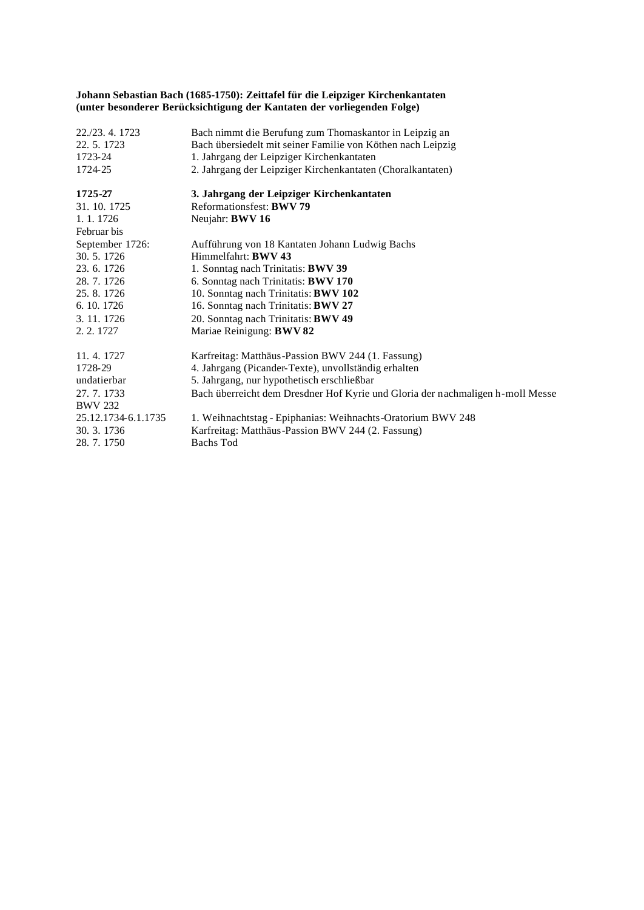**Johann Sebastian Bach (1685-1750): Zeittafel für die Leipziger Kirchenkantaten (unter besonderer Berücksichtigung der Kantaten der vorliegenden Folge)**

| | |
|---|---|
| 22./23. 4. 1723 | Bach nimmt die Berufung zum Thomaskantor in Leipzig an |
| 22. 5. 1723 | Bach übersiedelt mit seiner Familie von Köthen nach Leipzig |
| 1723-24 | 1. Jahrgang der Leipziger Kirchenkantaten |
| 1724-25 | 2. Jahrgang der Leipziger Kirchenkantaten (Choralkantaten) |
| **1725-27** | **3. Jahrgang der Leipziger Kirchenkantaten** |
| 31. 10. 1725 | Reformationsfest: **BWV 79** |
| 1. 1. 1726 | Neujahr: **BWV 16** |
| Februar bis September 1726: | Aufführung von 18 Kantaten Johann Ludwig Bachs |
| 30. 5. 1726 | Himmelfahrt: **BWV 43** |
| 23. 6. 1726 | 1. Sonntag nach Trinitatis: **BWV 39** |
| 28. 7. 1726 | 6. Sonntag nach Trinitatis: **BWV 170** |
| 25. 8. 1726 | 10. Sonntag nach Trinitatis: **BWV 102** |
| 6. 10. 1726 | 16. Sonntag nach Trinitatis: **BWV 27** |
| 3. 11. 1726 | 20. Sonntag nach Trinitatis: **BWV 49** |
| 2. 2. 1727 | Mariae Reinigung: **BWV 82** |
| 11. 4. 1727 | Karfreitag: Matthäus-Passion BWV 244 (1. Fassung) |
| 1728-29 | 4. Jahrgang (Picander-Texte), unvollständig erhalten |
| undatierbar | 5. Jahrgang, nur hypothetisch erschließbar |
| 27. 7. 1733 | Bach überreicht dem Dresdner Hof Kyrie und Gloria der nachmaligen h-moll Messe BWV 232 |
| 25.12.1734-6.1.1735 | 1. Weihnachtstag - Epiphanias: Weihnachts-Oratorium BWV 248 |
| 30. 3. 1736 | Karfreitag: Matthäus-Passion BWV 244 (2. Fassung) |
| 28. 7. 1750 | Bachs Tod |